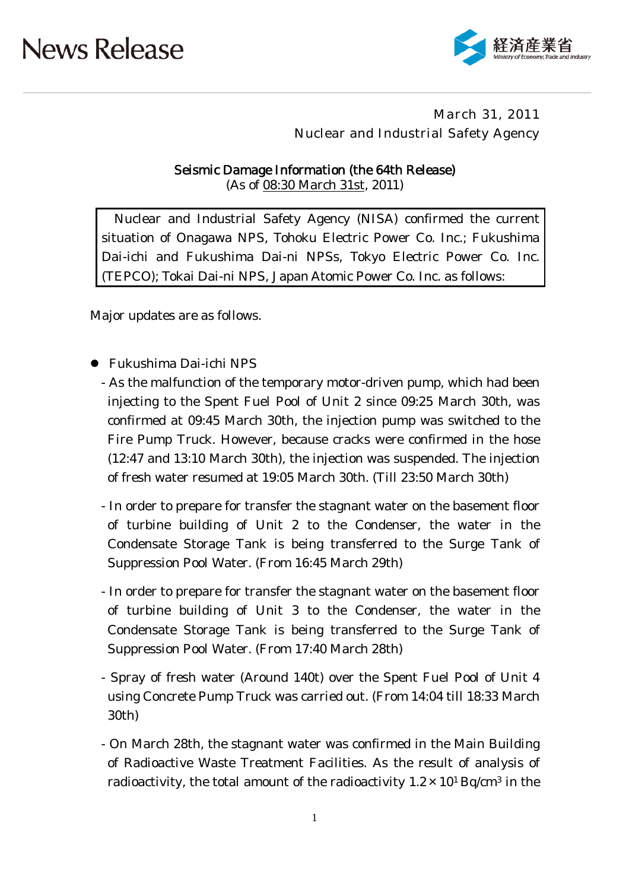# News Release

経済産業省
Ministry of Economy, Trade and Industry

March 31, 2011
Nuclear and Industrial Safety Agency

## Seismic Damage Information (the 64th Release)

(As of 08:30 March 31st, 2011)

> Nuclear and Industrial Safety Agency (NISA) confirmed the current situation of Onagawa NPS, Tohoku Electric Power Co. Inc.; Fukushima Dai-ichi and Fukushima Dai-ni NPSs, Tokyo Electric Power Co. Inc. (TEPCO); Tokai Dai-ni NPS, Japan Atomic Power Co. Inc. as follows:

Major updates are as follows.

- Fukushima Dai-ichi NPS
  - As the malfunction of the temporary motor-driven pump, which had been injecting to the Spent Fuel Pool of Unit 2 since 09:25 March 30th, was confirmed at 09:45 March 30th, the injection pump was switched to the Fire Pump Truck. However, because cracks were confirmed in the hose (12:47 and 13:10 March 30th), the injection was suspended. The injection of fresh water resumed at 19:05 March 30th. (Till 23:50 March 30th)
  - In order to prepare for transfer the stagnant water on the basement floor of turbine building of Unit 2 to the Condenser, the water in the Condensate Storage Tank is being transferred to the Surge Tank of Suppression Pool Water. (From 16:45 March 29th)
  - In order to prepare for transfer the stagnant water on the basement floor of turbine building of Unit 3 to the Condenser, the water in the Condensate Storage Tank is being transferred to the Surge Tank of Suppression Pool Water. (From 17:40 March 28th)
  - Spray of fresh water (Around 140t) over the Spent Fuel Pool of Unit 4 using Concrete Pump Truck was carried out. (From 14:04 till 18:33 March 30th)
  - On March 28th, the stagnant water was confirmed in the Main Building of Radioactive Waste Treatment Facilities. As the result of analysis of radioactivity, the total amount of the radioactivity $1.2 \times 10^{1}$ Bq/cm$^{3}$ in the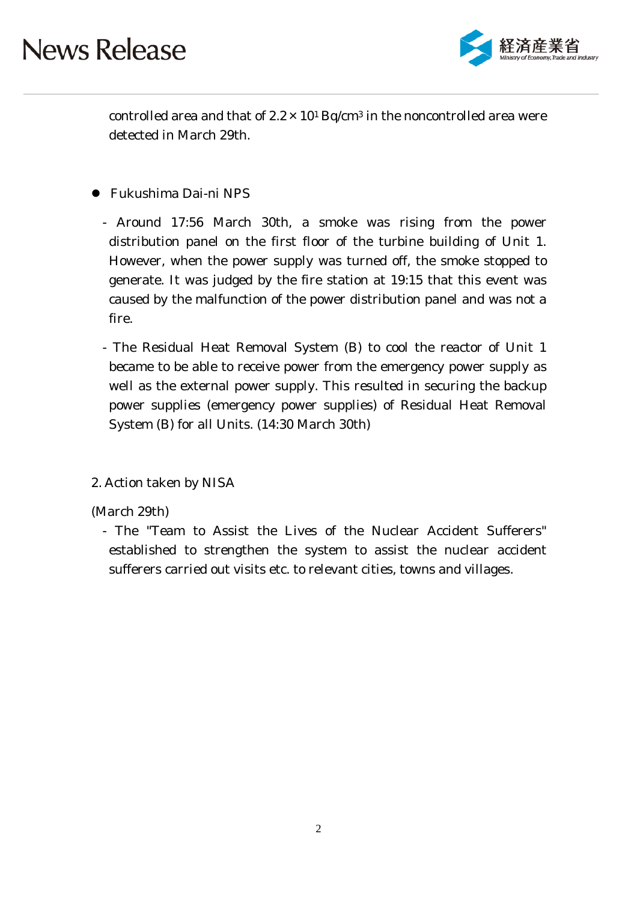controlled area and that of $2.2 \times 10^1$ Bq/cm$^3$ in the noncontrolled area were detected in March 29th.

- Fukushima Dai-ni NPS

  - Around 17:56 March 30th, a smoke was rising from the power distribution panel on the first floor of the turbine building of Unit 1. However, when the power supply was turned off, the smoke stopped to generate. It was judged by the fire station at 19:15 that this event was caused by the malfunction of the power distribution panel and was not a fire.

  - The Residual Heat Removal System (B) to cool the reactor of Unit 1 became to be able to receive power from the emergency power supply as well as the external power supply. This resulted in securing the backup power supplies (emergency power supplies) of Residual Heat Removal System (B) for all Units. (14:30 March 30th)

2. Action taken by NISA

(March 29th)

- The "Team to Assist the Lives of the Nuclear Accident Sufferers" established to strengthen the system to assist the nuclear accident sufferers carried out visits etc. to relevant cities, towns and villages.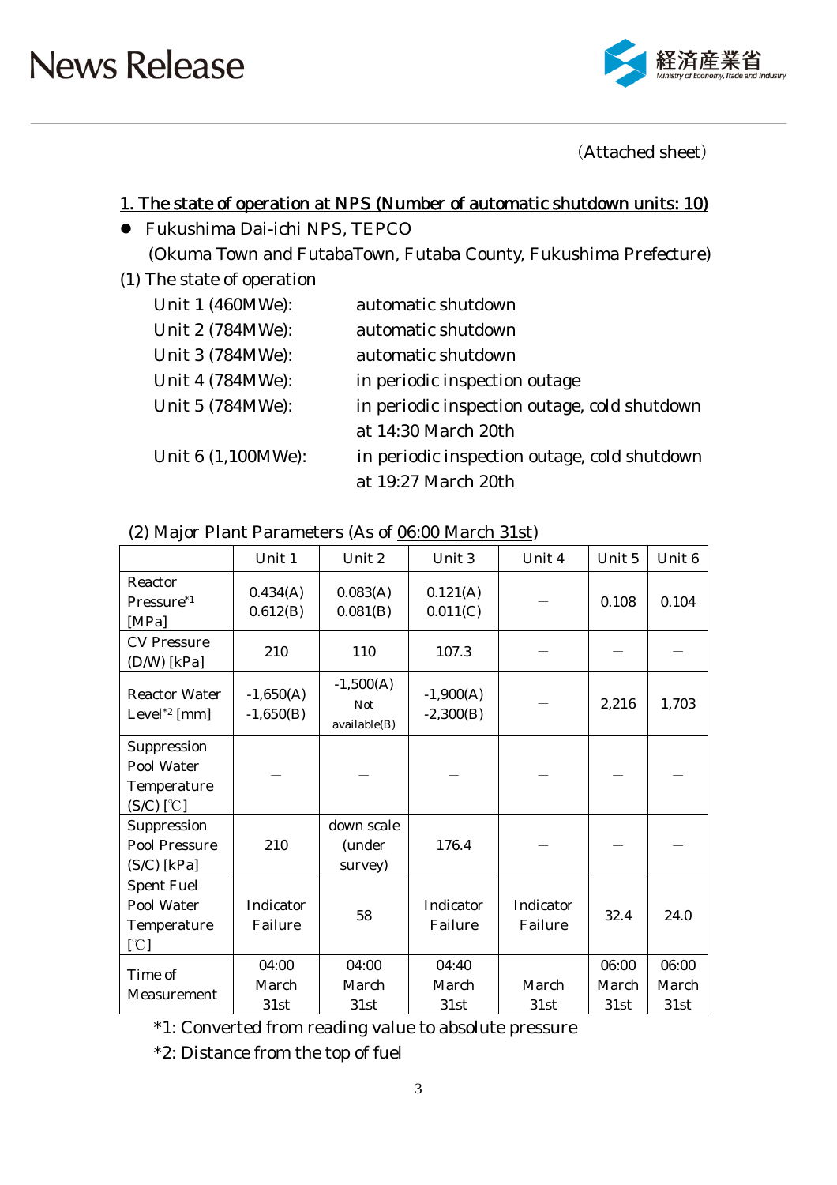(Attached sheet)

## 1. The state of operation at NPS (Number of automatic shutdown units: 10)

- Fukushima Dai-ichi NPS, TEPCO
  (Okuma Town and FutabaTown, Futaba County, Fukushima Prefecture)

(1) The state of operation

| | |
|---|---|
| Unit 1 (460MWe): | automatic shutdown |
| Unit 2 (784MWe): | automatic shutdown |
| Unit 3 (784MWe): | automatic shutdown |
| Unit 4 (784MWe): | in periodic inspection outage |
| Unit 5 (784MWe): | in periodic inspection outage, cold shutdown at 14:30 March 20th |
| Unit 6 (1,100MWe): | in periodic inspection outage, cold shutdown at 19:27 March 20th |

(2) Major Plant Parameters (As of 06:00 March 31st)

| | Unit 1 | Unit 2 | Unit 3 | Unit 4 | Unit 5 | Unit 6 |
|---|---|---|---|---|---|---|
| Reactor Pressure*1 [MPa] | 0.434(A) 0.612(B) | 0.083(A) 0.081(B) | 0.121(A) 0.011(C) | — | 0.108 | 0.104 |
| CV Pressure (D/W) [kPa] | 210 | 110 | 107.3 | — | — | — |
| Reactor Water Level*2 [mm] | -1,650(A) -1,650(B) | -1,500(A) Not available(B) | -1,900(A) -2,300(B) | — | 2,216 | 1,703 |
| Suppression Pool Water Temperature (S/C) [℃] | — | — | — | — | — | — |
| Suppression Pool Pressure (S/C) [kPa] | 210 | down scale (under survey) | 176.4 | — | — | — |
| Spent Fuel Pool Water Temperature [℃] | Indicator Failure | 58 | Indicator Failure | Indicator Failure | 32.4 | 24.0 |
| Time of Measurement | 04:00 March 31st | 04:00 March 31st | 04:40 March 31st | March 31st | 06:00 March 31st | 06:00 March 31st |

*1: Converted from reading value to absolute pressure

*2: Distance from the top of fuel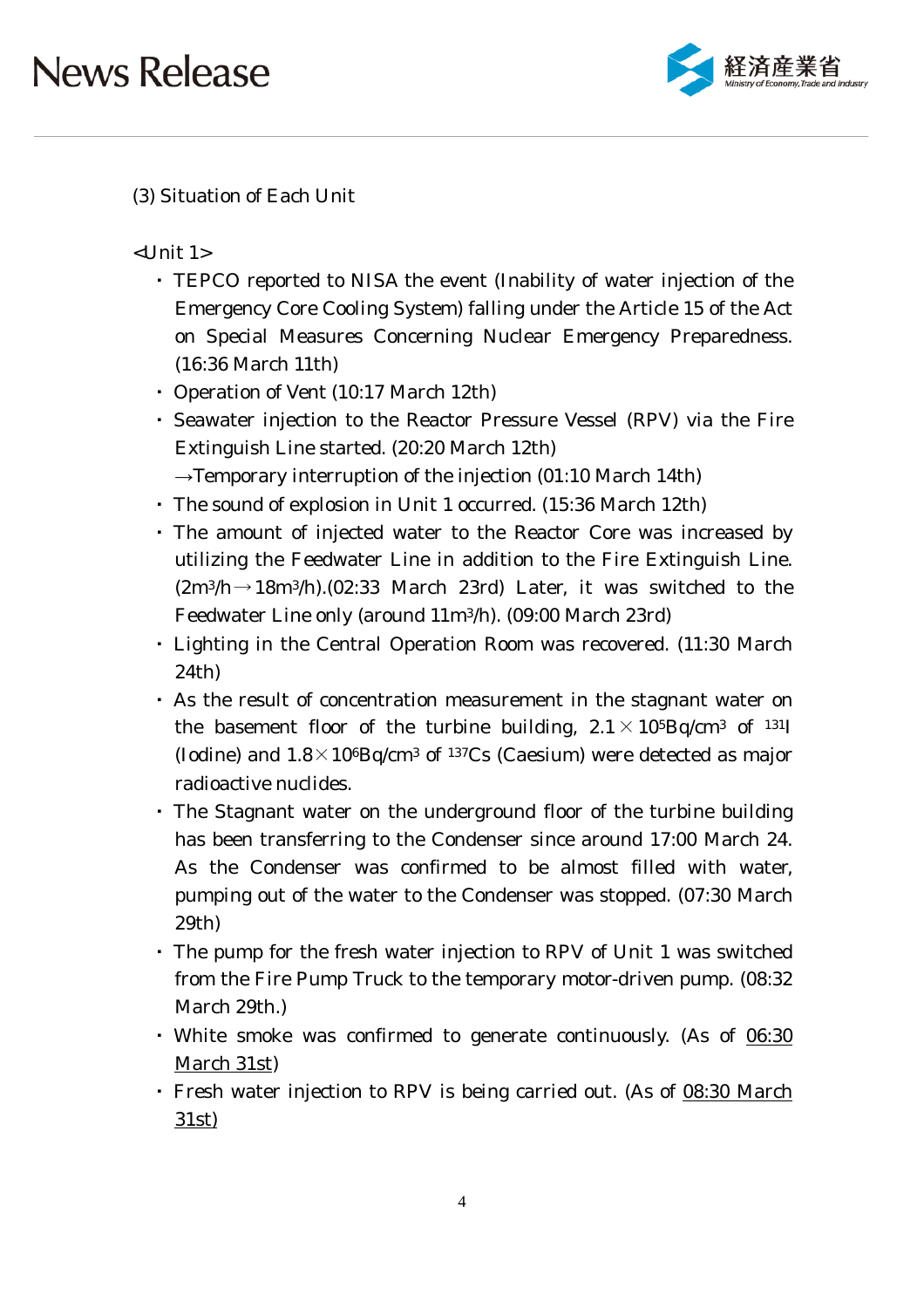(3) Situation of Each Unit

<Unit 1>

- TEPCO reported to NISA the event (Inability of water injection of the Emergency Core Cooling System) falling under the Article 15 of the Act on Special Measures Concerning Nuclear Emergency Preparedness. (16:36 March 11th)
- Operation of Vent (10:17 March 12th)
- Seawater injection to the Reactor Pressure Vessel (RPV) via the Fire Extinguish Line started. (20:20 March 12th)
  →Temporary interruption of the injection (01:10 March 14th)
- The sound of explosion in Unit 1 occurred. (15:36 March 12th)
- The amount of injected water to the Reactor Core was increased by utilizing the Feedwater Line in addition to the Fire Extinguish Line. ($2m^3/h \rightarrow 18m^3/h$).(02:33 March 23rd) Later, it was switched to the Feedwater Line only (around $11m^3/h$). (09:00 March 23rd)
- Lighting in the Central Operation Room was recovered. (11:30 March 24th)
- As the result of concentration measurement in the stagnant water on the basement floor of the turbine building, $2.1 \times 10^5 Bq/cm^3$ of $^{131}I$ (Iodine) and $1.8 \times 10^6 Bq/cm^3$ of $^{137}Cs$ (Caesium) were detected as major radioactive nuclides.
- The Stagnant water on the underground floor of the turbine building has been transferring to the Condenser since around 17:00 March 24. As the Condenser was confirmed to be almost filled with water, pumping out of the water to the Condenser was stopped. (07:30 March 29th)
- The pump for the fresh water injection to RPV of Unit 1 was switched from the Fire Pump Truck to the temporary motor-driven pump. (08:32 March 29th.)
- White smoke was confirmed to generate continuously. (As of 06:30 March 31st)
- Fresh water injection to RPV is being carried out. (As of 08:30 March 31st)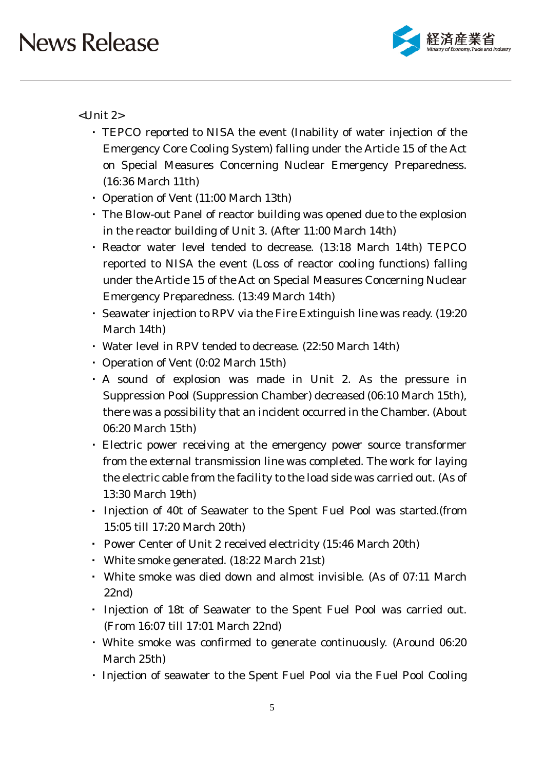<Unit 2>

- TEPCO reported to NISA the event (Inability of water injection of the Emergency Core Cooling System) falling under the Article 15 of the Act on Special Measures Concerning Nuclear Emergency Preparedness. (16:36 March 11th)
- Operation of Vent (11:00 March 13th)
- The Blow-out Panel of reactor building was opened due to the explosion in the reactor building of Unit 3. (After 11:00 March 14th)
- Reactor water level tended to decrease. (13:18 March 14th) TEPCO reported to NISA the event (Loss of reactor cooling functions) falling under the Article 15 of the Act on Special Measures Concerning Nuclear Emergency Preparedness. (13:49 March 14th)
- Seawater injection to RPV via the Fire Extinguish line was ready. (19:20 March 14th)
- Water level in RPV tended to decrease. (22:50 March 14th)
- Operation of Vent (0:02 March 15th)
- A sound of explosion was made in Unit 2. As the pressure in Suppression Pool (Suppression Chamber) decreased (06:10 March 15th), there was a possibility that an incident occurred in the Chamber. (About 06:20 March 15th)
- Electric power receiving at the emergency power source transformer from the external transmission line was completed. The work for laying the electric cable from the facility to the load side was carried out. (As of 13:30 March 19th)
- Injection of 40t of Seawater to the Spent Fuel Pool was started.(from 15:05 till 17:20 March 20th)
- Power Center of Unit 2 received electricity (15:46 March 20th)
- White smoke generated. (18:22 March 21st)
- White smoke was died down and almost invisible. (As of 07:11 March 22nd)
- Injection of 18t of Seawater to the Spent Fuel Pool was carried out. (From 16:07 till 17:01 March 22nd)
- White smoke was confirmed to generate continuously. (Around 06:20 March 25th)
- Injection of seawater to the Spent Fuel Pool via the Fuel Pool Cooling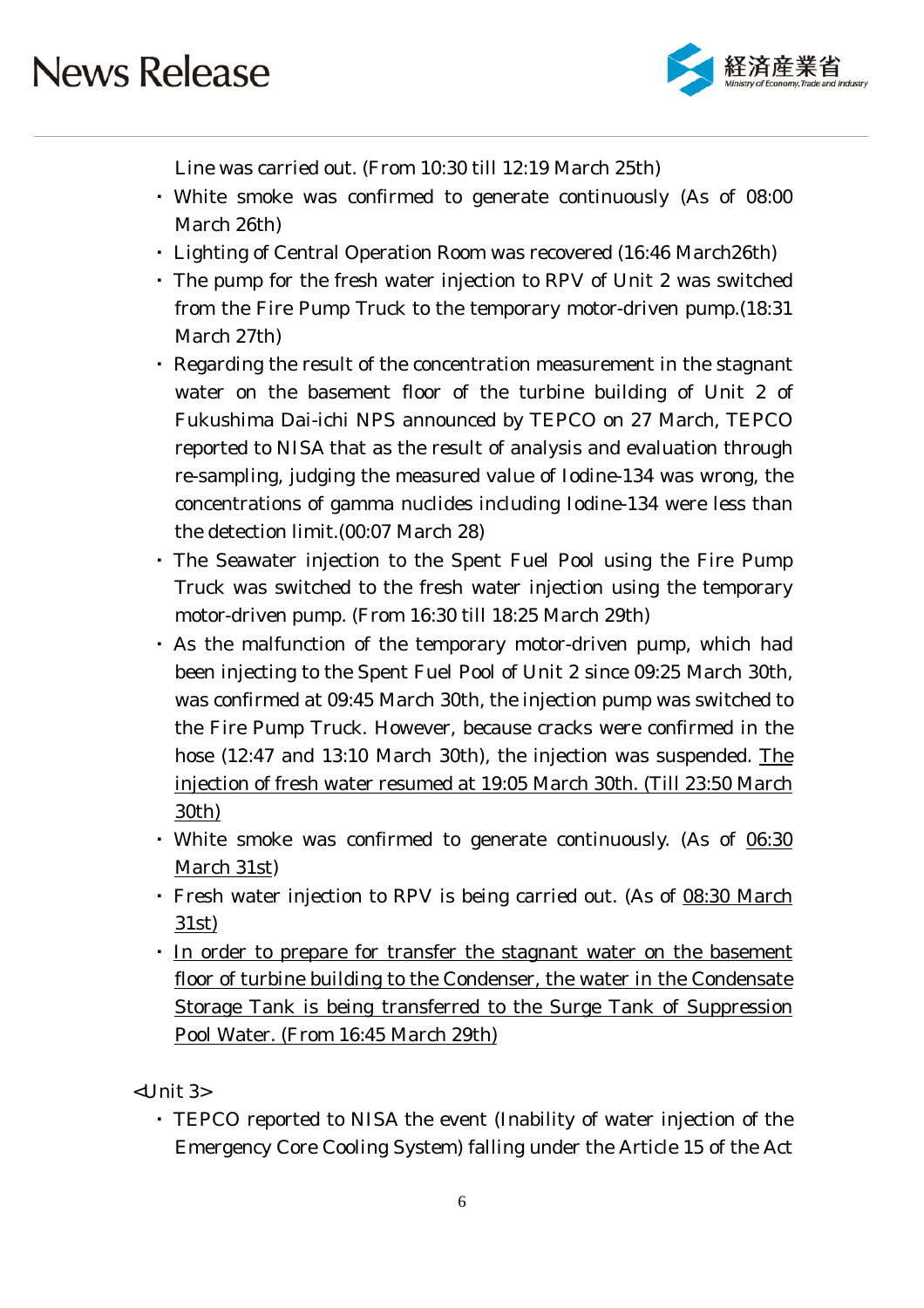Line was carried out. (From 10:30 till 12:19 March 25th)

- White smoke was confirmed to generate continuously (As of 08:00 March 26th)
- Lighting of Central Operation Room was recovered (16:46 March26th)
- The pump for the fresh water injection to RPV of Unit 2 was switched from the Fire Pump Truck to the temporary motor-driven pump.(18:31 March 27th)
- Regarding the result of the concentration measurement in the stagnant water on the basement floor of the turbine building of Unit 2 of Fukushima Dai-ichi NPS announced by TEPCO on 27 March, TEPCO reported to NISA that as the result of analysis and evaluation through re-sampling, judging the measured value of Iodine-134 was wrong, the concentrations of gamma nuclides including Iodine-134 were less than the detection limit.(00:07 March 28)
- The Seawater injection to the Spent Fuel Pool using the Fire Pump Truck was switched to the fresh water injection using the temporary motor-driven pump. (From 16:30 till 18:25 March 29th)
- As the malfunction of the temporary motor-driven pump, which had been injecting to the Spent Fuel Pool of Unit 2 since 09:25 March 30th, was confirmed at 09:45 March 30th, the injection pump was switched to the Fire Pump Truck. However, because cracks were confirmed in the hose (12:47 and 13:10 March 30th), the injection was suspended. <u>The injection of fresh water resumed at 19:05 March 30th. (Till 23:50 March 30th)</u>
- White smoke was confirmed to generate continuously. (As of <u>06:30 March 31st</u>)
- Fresh water injection to RPV is being carried out. (As of <u>08:30 March 31st)</u>
- <u>In order to prepare for transfer the stagnant water on the basement floor of turbine building to the Condenser, the water in the Condensate Storage Tank is being transferred to the Surge Tank of Suppression Pool Water. (From 16:45 March 29th)</u>

<Unit 3>

- TEPCO reported to NISA the event (Inability of water injection of the Emergency Core Cooling System) falling under the Article 15 of the Act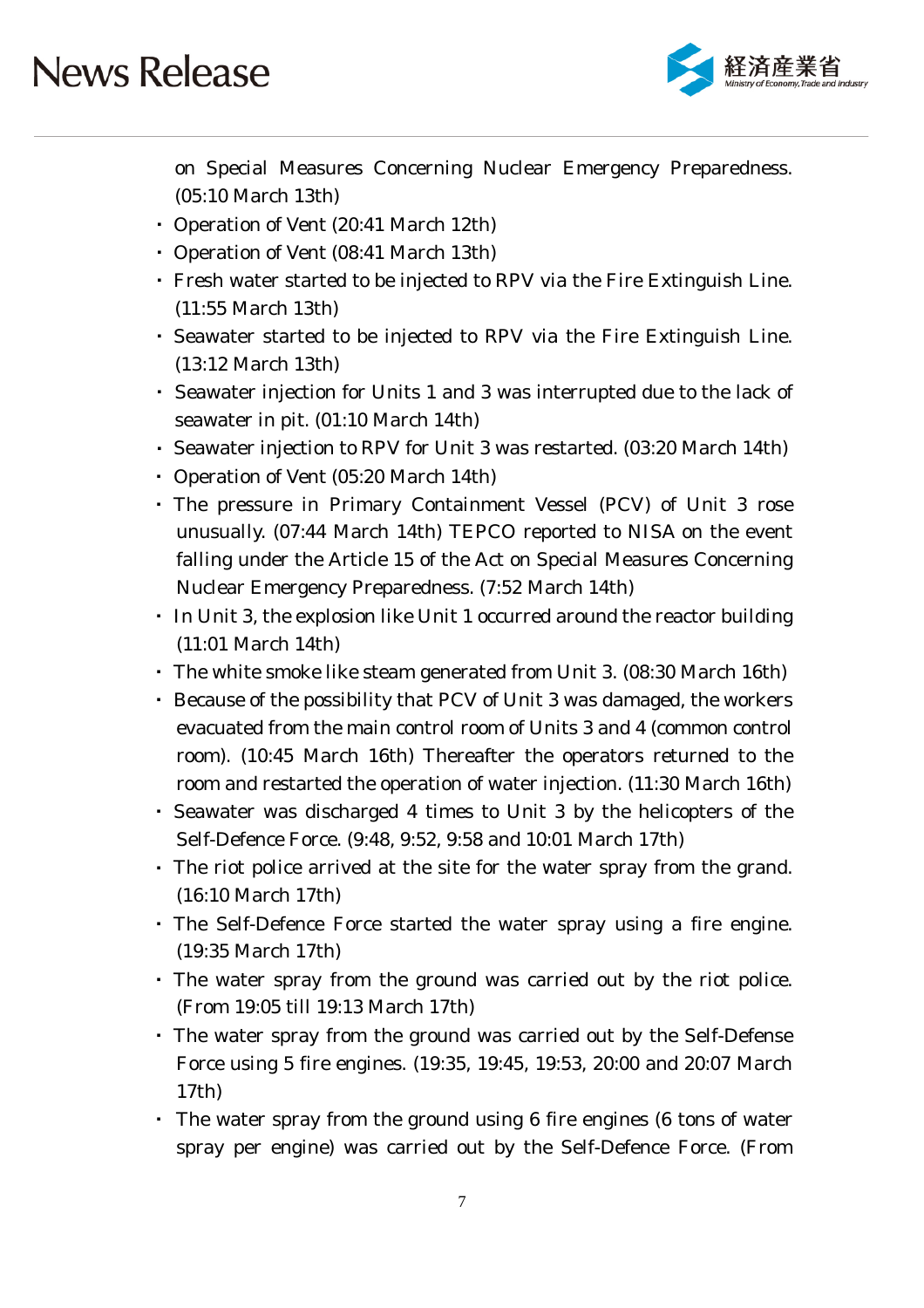on Special Measures Concerning Nuclear Emergency Preparedness. (05:10 March 13th)

- Operation of Vent (20:41 March 12th)
- Operation of Vent (08:41 March 13th)
- Fresh water started to be injected to RPV via the Fire Extinguish Line. (11:55 March 13th)
- Seawater started to be injected to RPV via the Fire Extinguish Line. (13:12 March 13th)
- Seawater injection for Units 1 and 3 was interrupted due to the lack of seawater in pit. (01:10 March 14th)
- Seawater injection to RPV for Unit 3 was restarted. (03:20 March 14th)
- Operation of Vent (05:20 March 14th)
- The pressure in Primary Containment Vessel (PCV) of Unit 3 rose unusually. (07:44 March 14th) TEPCO reported to NISA on the event falling under the Article 15 of the Act on Special Measures Concerning Nuclear Emergency Preparedness. (7:52 March 14th)
- In Unit 3, the explosion like Unit 1 occurred around the reactor building (11:01 March 14th)
- The white smoke like steam generated from Unit 3. (08:30 March 16th)
- Because of the possibility that PCV of Unit 3 was damaged, the workers evacuated from the main control room of Units 3 and 4 (common control room). (10:45 March 16th) Thereafter the operators returned to the room and restarted the operation of water injection. (11:30 March 16th)
- Seawater was discharged 4 times to Unit 3 by the helicopters of the Self-Defence Force. (9:48, 9:52, 9:58 and 10:01 March 17th)
- The riot police arrived at the site for the water spray from the grand. (16:10 March 17th)
- The Self-Defence Force started the water spray using a fire engine. (19:35 March 17th)
- The water spray from the ground was carried out by the riot police. (From 19:05 till 19:13 March 17th)
- The water spray from the ground was carried out by the Self-Defense Force using 5 fire engines. (19:35, 19:45, 19:53, 20:00 and 20:07 March 17th)
- The water spray from the ground using 6 fire engines (6 tons of water spray per engine) was carried out by the Self-Defence Force. (From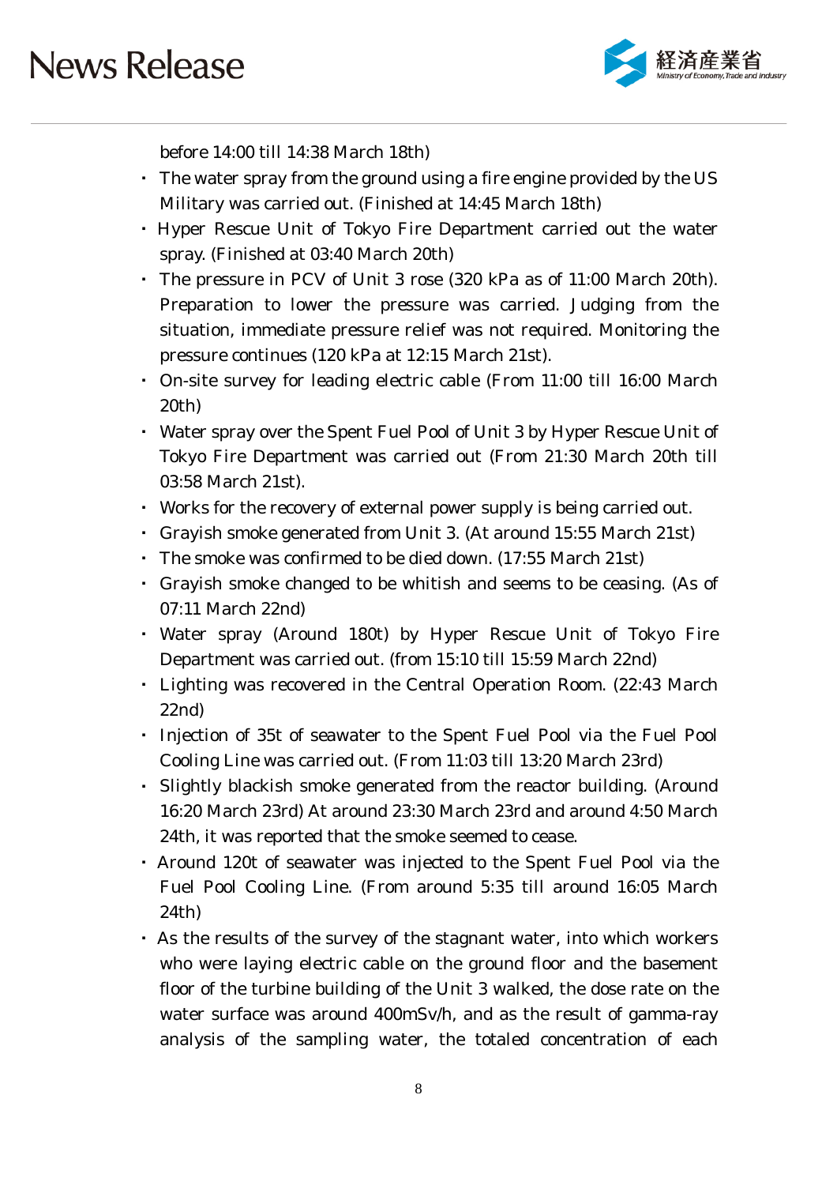before 14:00 till 14:38 March 18th)

- The water spray from the ground using a fire engine provided by the US Military was carried out. (Finished at 14:45 March 18th)
- Hyper Rescue Unit of Tokyo Fire Department carried out the water spray. (Finished at 03:40 March 20th)
- The pressure in PCV of Unit 3 rose (320 kPa as of 11:00 March 20th). Preparation to lower the pressure was carried. Judging from the situation, immediate pressure relief was not required. Monitoring the pressure continues (120 kPa at 12:15 March 21st).
- On-site survey for leading electric cable (From 11:00 till 16:00 March 20th)
- Water spray over the Spent Fuel Pool of Unit 3 by Hyper Rescue Unit of Tokyo Fire Department was carried out (From 21:30 March 20th till 03:58 March 21st).
- Works for the recovery of external power supply is being carried out.
- Grayish smoke generated from Unit 3. (At around 15:55 March 21st)
- The smoke was confirmed to be died down. (17:55 March 21st)
- Grayish smoke changed to be whitish and seems to be ceasing. (As of 07:11 March 22nd)
- Water spray (Around 180t) by Hyper Rescue Unit of Tokyo Fire Department was carried out. (from 15:10 till 15:59 March 22nd)
- Lighting was recovered in the Central Operation Room. (22:43 March 22nd)
- Injection of 35t of seawater to the Spent Fuel Pool via the Fuel Pool Cooling Line was carried out. (From 11:03 till 13:20 March 23rd)
- Slightly blackish smoke generated from the reactor building. (Around 16:20 March 23rd) At around 23:30 March 23rd and around 4:50 March 24th, it was reported that the smoke seemed to cease.
- Around 120t of seawater was injected to the Spent Fuel Pool via the Fuel Pool Cooling Line. (From around 5:35 till around 16:05 March 24th)
- As the results of the survey of the stagnant water, into which workers who were laying electric cable on the ground floor and the basement floor of the turbine building of the Unit 3 walked, the dose rate on the water surface was around 400mSv/h, and as the result of gamma-ray analysis of the sampling water, the totaled concentration of each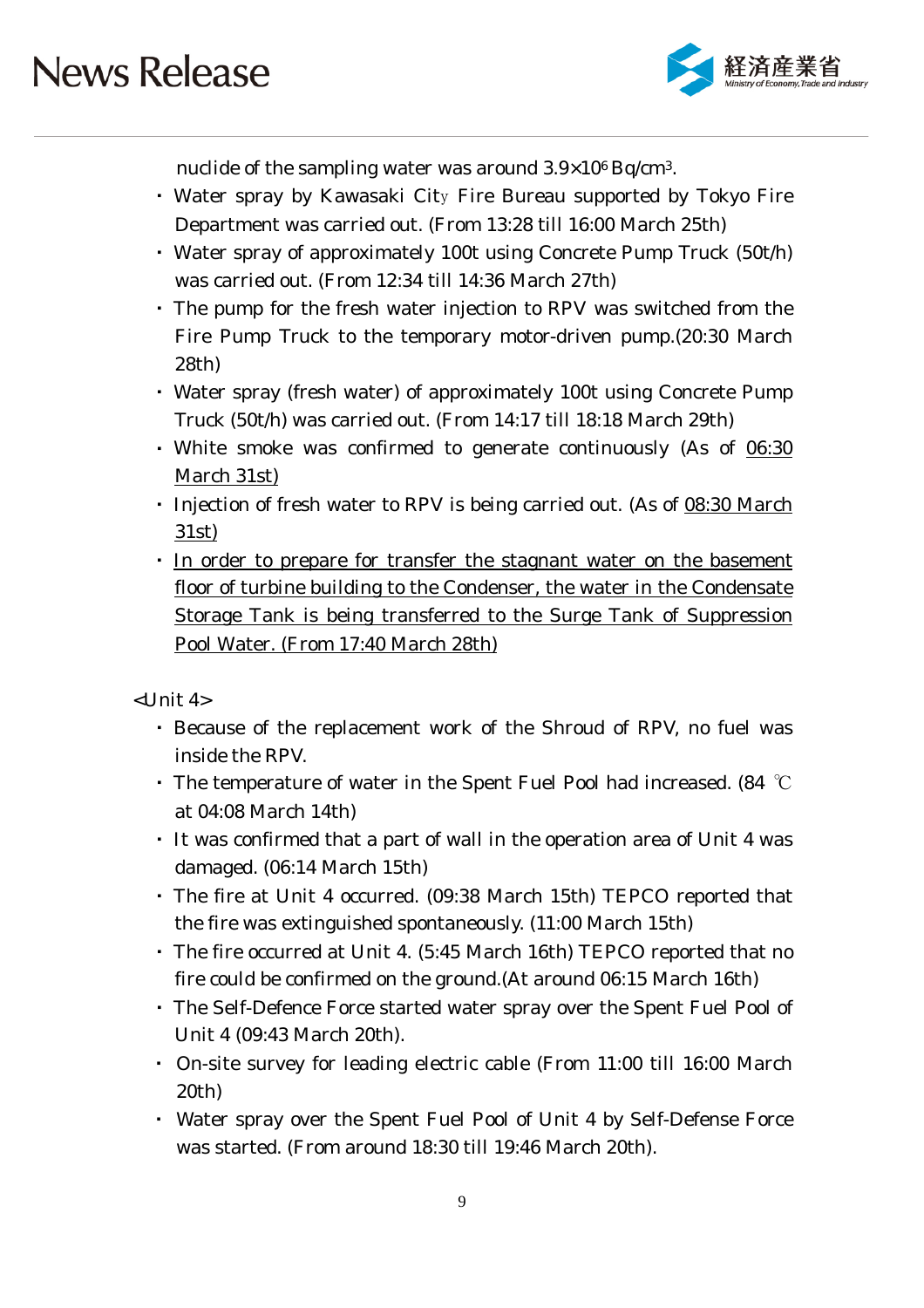nuclide of the sampling water was around $3.9 \times 10^6$ Bq/cm$^3$.

- Water spray by Kawasaki City Fire Bureau supported by Tokyo Fire Department was carried out. (From 13:28 till 16:00 March 25th)
- Water spray of approximately 100t using Concrete Pump Truck (50t/h) was carried out. (From 12:34 till 14:36 March 27th)
- The pump for the fresh water injection to RPV was switched from the Fire Pump Truck to the temporary motor-driven pump.(20:30 March 28th)
- Water spray (fresh water) of approximately 100t using Concrete Pump Truck (50t/h) was carried out. (From 14:17 till 18:18 March 29th)
- White smoke was confirmed to generate continuously (As of <u>06:30 March 31st)</u>
- Injection of fresh water to RPV is being carried out. (As of <u>08:30 March 31st)</u>
- <u>In order to prepare for transfer the stagnant water on the basement floor of turbine building to the Condenser, the water in the Condensate Storage Tank is being transferred to the Surge Tank of Suppression Pool Water. (From 17:40 March 28th)</u>

<Unit 4>

- Because of the replacement work of the Shroud of RPV, no fuel was inside the RPV.
- The temperature of water in the Spent Fuel Pool had increased. (84 ℃ at 04:08 March 14th)
- It was confirmed that a part of wall in the operation area of Unit 4 was damaged. (06:14 March 15th)
- The fire at Unit 4 occurred. (09:38 March 15th) TEPCO reported that the fire was extinguished spontaneously. (11:00 March 15th)
- The fire occurred at Unit 4. (5:45 March 16th) TEPCO reported that no fire could be confirmed on the ground.(At around 06:15 March 16th)
- The Self-Defence Force started water spray over the Spent Fuel Pool of Unit 4 (09:43 March 20th).
- On-site survey for leading electric cable (From 11:00 till 16:00 March 20th)
- Water spray over the Spent Fuel Pool of Unit 4 by Self-Defense Force was started. (From around 18:30 till 19:46 March 20th).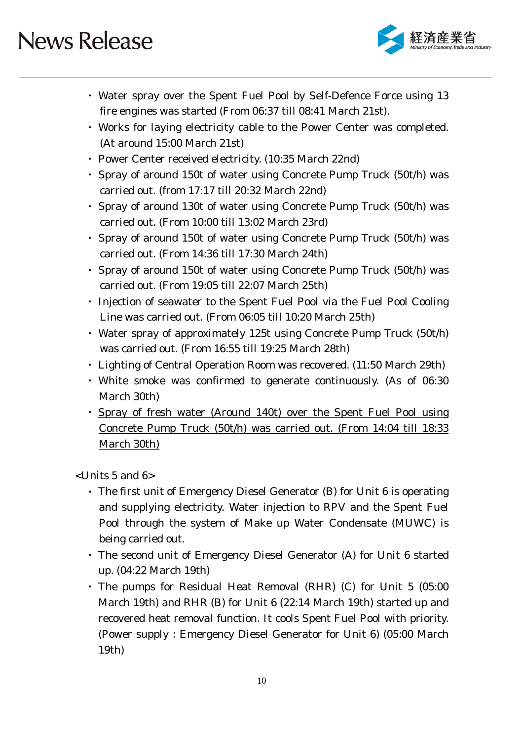- Water spray over the Spent Fuel Pool by Self-Defence Force using 13 fire engines was started (From 06:37 till 08:41 March 21st).
- Works for laying electricity cable to the Power Center was completed. (At around 15:00 March 21st)
- Power Center received electricity. (10:35 March 22nd)
- Spray of around 150t of water using Concrete Pump Truck (50t/h) was carried out. (from 17:17 till 20:32 March 22nd)
- Spray of around 130t of water using Concrete Pump Truck (50t/h) was carried out. (From 10:00 till 13:02 March 23rd)
- Spray of around 150t of water using Concrete Pump Truck (50t/h) was carried out. (From 14:36 till 17:30 March 24th)
- Spray of around 150t of water using Concrete Pump Truck (50t/h) was carried out. (From 19:05 till 22:07 March 25th)
- Injection of seawater to the Spent Fuel Pool via the Fuel Pool Cooling Line was carried out. (From 06:05 till 10:20 March 25th)
- Water spray of approximately 125t using Concrete Pump Truck (50t/h) was carried out. (From 16:55 till 19:25 March 28th)
- Lighting of Central Operation Room was recovered. (11:50 March 29th)
- White smoke was confirmed to generate continuously. (As of 06:30 March 30th)
- <u>Spray of fresh water (Around 140t) over the Spent Fuel Pool using Concrete Pump Truck (50t/h) was carried out. (From 14:04 till 18:33 March 30th)</u>

<Units 5 and 6>

- The first unit of Emergency Diesel Generator (B) for Unit 6 is operating and supplying electricity. Water injection to RPV and the Spent Fuel Pool through the system of Make up Water Condensate (MUWC) is being carried out.
- The second unit of Emergency Diesel Generator (A) for Unit 6 started up. (04:22 March 19th)
- The pumps for Residual Heat Removal (RHR) (C) for Unit 5 (05:00 March 19th) and RHR (B) for Unit 6 (22:14 March 19th) started up and recovered heat removal function. It cools Spent Fuel Pool with priority. (Power supply : Emergency Diesel Generator for Unit 6) (05:00 March 19th)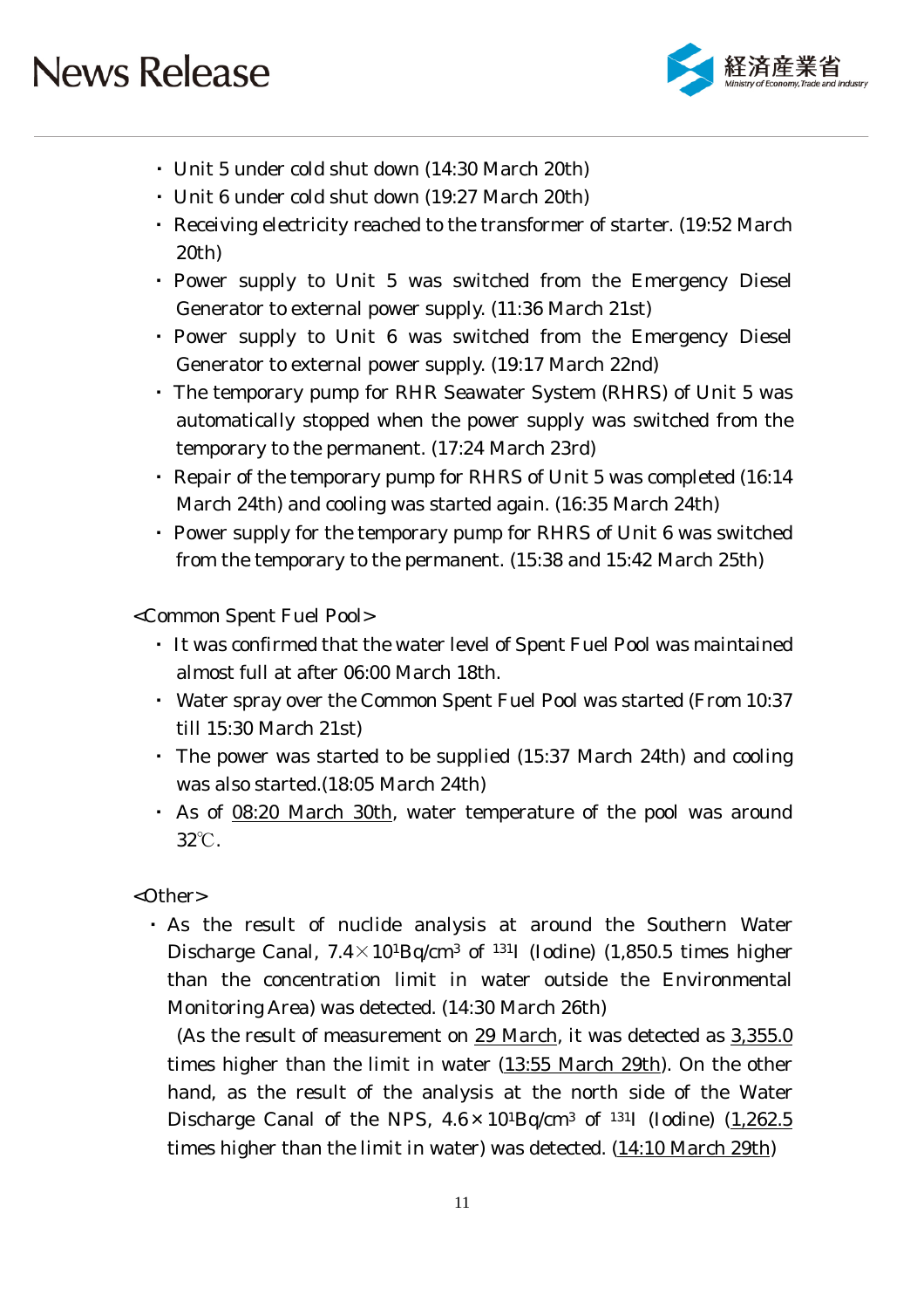- Unit 5 under cold shut down (14:30 March 20th)
- Unit 6 under cold shut down (19:27 March 20th)
- Receiving electricity reached to the transformer of starter. (19:52 March 20th)
- Power supply to Unit 5 was switched from the Emergency Diesel Generator to external power supply. (11:36 March 21st)
- Power supply to Unit 6 was switched from the Emergency Diesel Generator to external power supply. (19:17 March 22nd)
- The temporary pump for RHR Seawater System (RHRS) of Unit 5 was automatically stopped when the power supply was switched from the temporary to the permanent. (17:24 March 23rd)
- Repair of the temporary pump for RHRS of Unit 5 was completed (16:14 March 24th) and cooling was started again. (16:35 March 24th)
- Power supply for the temporary pump for RHRS of Unit 6 was switched from the temporary to the permanent. (15:38 and 15:42 March 25th)

<Common Spent Fuel Pool>

- It was confirmed that the water level of Spent Fuel Pool was maintained almost full at after 06:00 March 18th.
- Water spray over the Common Spent Fuel Pool was started (From 10:37 till 15:30 March 21st)
- The power was started to be supplied (15:37 March 24th) and cooling was also started.(18:05 March 24th)
- As of 08:20 March 30th, water temperature of the pool was around 32℃.

<Other>

- As the result of nuclide analysis at around the Southern Water Discharge Canal, $7.4\times10^{1}$Bq/cm$^{3}$ of $^{131}$I (Iodine) (1,850.5 times higher than the concentration limit in water outside the Environmental Monitoring Area) was detected. (14:30 March 26th)
  (As the result of measurement on 29 March, it was detected as 3,355.0 times higher than the limit in water (13:55 March 29th). On the other hand, as the result of the analysis at the north side of the Water Discharge Canal of the NPS, $4.6\times10^{1}$Bq/cm$^{3}$ of $^{131}$I (Iodine) (1,262.5 times higher than the limit in water) was detected. (14:10 March 29th)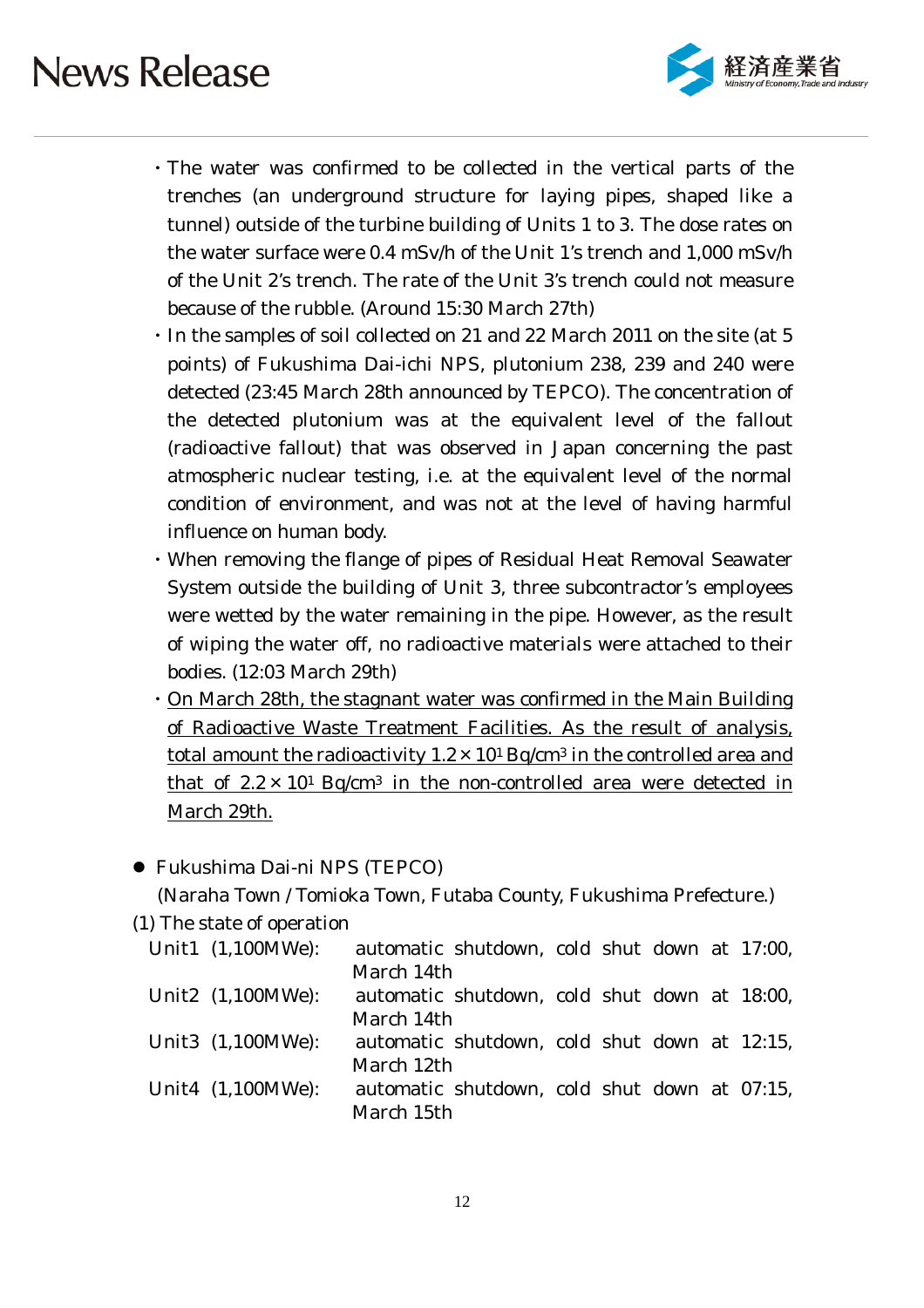- The water was confirmed to be collected in the vertical parts of the trenches (an underground structure for laying pipes, shaped like a tunnel) outside of the turbine building of Units 1 to 3. The dose rates on the water surface were 0.4 mSv/h of the Unit 1's trench and 1,000 mSv/h of the Unit 2's trench. The rate of the Unit 3's trench could not measure because of the rubble. (Around 15:30 March 27th)
- In the samples of soil collected on 21 and 22 March 2011 on the site (at 5 points) of Fukushima Dai-ichi NPS, plutonium 238, 239 and 240 were detected (23:45 March 28th announced by TEPCO). The concentration of the detected plutonium was at the equivalent level of the fallout (radioactive fallout) that was observed in Japan concerning the past atmospheric nuclear testing, i.e. at the equivalent level of the normal condition of environment, and was not at the level of having harmful influence on human body.
- When removing the flange of pipes of Residual Heat Removal Seawater System outside the building of Unit 3, three subcontractor's employees were wetted by the water remaining in the pipe. However, as the result of wiping the water off, no radioactive materials were attached to their bodies. (12:03 March 29th)
- <u>On March 28th, the stagnant water was confirmed in the Main Building of Radioactive Waste Treatment Facilities. As the result of analysis, total amount the radioactivity $1.2 \times 10^{1}$ Bq/cm$^{3}$ in the controlled area and that of $2.2 \times 10^{1}$ Bq/cm$^{3}$ in the non-controlled area were detected in March 29th.</u>

- Fukushima Dai-ni NPS (TEPCO)
  (Naraha Town / Tomioka Town, Futaba County, Fukushima Prefecture.)

(1) The state of operation

| | |
|---|---|
| Unit1 (1,100MWe): | automatic shutdown, cold shut down at 17:00, March 14th |
| Unit2 (1,100MWe): | automatic shutdown, cold shut down at 18:00, March 14th |
| Unit3 (1,100MWe): | automatic shutdown, cold shut down at 12:15, March 12th |
| Unit4 (1,100MWe): | automatic shutdown, cold shut down at 07:15, March 15th |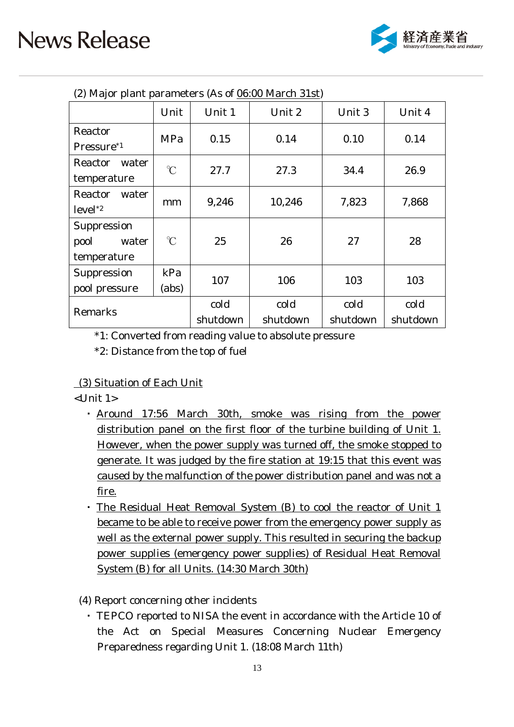(2) Major plant parameters (As of 06:00 March 31st)

| | Unit | Unit 1 | Unit 2 | Unit 3 | Unit 4 |
|---|---|---|---|---|---|
| Reactor Pressure[*1] | MPa | 0.15 | 0.14 | 0.10 | 0.14 |
| Reactor water temperature | ℃ | 27.7 | 27.3 | 34.4 | 26.9 |
| Reactor water level[*2] | mm | 9,246 | 10,246 | 7,823 | 7,868 |
| Suppression pool water temperature | ℃ | 25 | 26 | 27 | 28 |
| Suppression pool pressure | kPa (abs) | 107 | 106 | 103 | 103 |
| Remarks | | cold shutdown | cold shutdown | cold shutdown | cold shutdown |

*1: Converted from reading value to absolute pressure

*2: Distance from the top of fuel

(3) Situation of Each Unit

<Unit 1>

- Around 17:56 March 30th, smoke was rising from the power distribution panel on the first floor of the turbine building of Unit 1. However, when the power supply was turned off, the smoke stopped to generate. It was judged by the fire station at 19:15 that this event was caused by the malfunction of the power distribution panel and was not a fire.
- The Residual Heat Removal System (B) to cool the reactor of Unit 1 became to be able to receive power from the emergency power supply as well as the external power supply. This resulted in securing the backup power supplies (emergency power supplies) of Residual Heat Removal System (B) for all Units. (14:30 March 30th)

(4) Report concerning other incidents

- TEPCO reported to NISA the event in accordance with the Article 10 of the Act on Special Measures Concerning Nuclear Emergency Preparedness regarding Unit 1. (18:08 March 11th)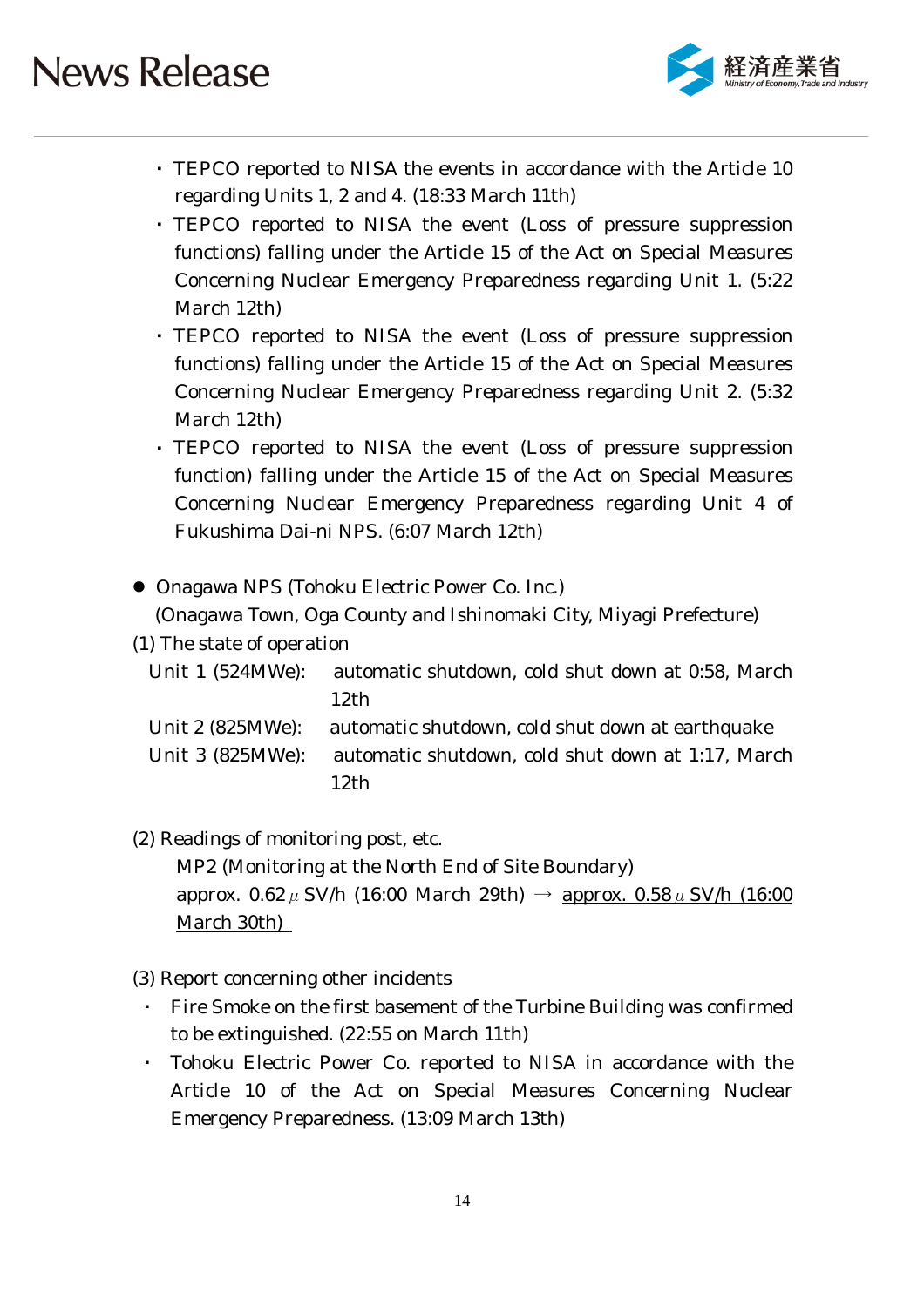- TEPCO reported to NISA the events in accordance with the Article 10 regarding Units 1, 2 and 4. (18:33 March 11th)
- TEPCO reported to NISA the event (Loss of pressure suppression functions) falling under the Article 15 of the Act on Special Measures Concerning Nuclear Emergency Preparedness regarding Unit 1. (5:22 March 12th)
- TEPCO reported to NISA the event (Loss of pressure suppression functions) falling under the Article 15 of the Act on Special Measures Concerning Nuclear Emergency Preparedness regarding Unit 2. (5:32 March 12th)
- TEPCO reported to NISA the event (Loss of pressure suppression function) falling under the Article 15 of the Act on Special Measures Concerning Nuclear Emergency Preparedness regarding Unit 4 of Fukushima Dai-ni NPS. (6:07 March 12th)

- Onagawa NPS (Tohoku Electric Power Co. Inc.)
  (Onagawa Town, Oga County and Ishinomaki City, Miyagi Prefecture)

(1) The state of operation

Unit 1 (524MWe): automatic shutdown, cold shut down at 0:58, March 12th
Unit 2 (825MWe): automatic shutdown, cold shut down at earthquake
Unit 3 (825MWe): automatic shutdown, cold shut down at 1:17, March 12th

(2) Readings of monitoring post, etc.

MP2 (Monitoring at the North End of Site Boundary)
approx. 0.62μSV/h (16:00 March 29th) → <u>approx. 0.58μSV/h (16:00 March 30th)</u>

(3) Report concerning other incidents

- Fire Smoke on the first basement of the Turbine Building was confirmed to be extinguished. (22:55 on March 11th)
- Tohoku Electric Power Co. reported to NISA in accordance with the Article 10 of the Act on Special Measures Concerning Nuclear Emergency Preparedness. (13:09 March 13th)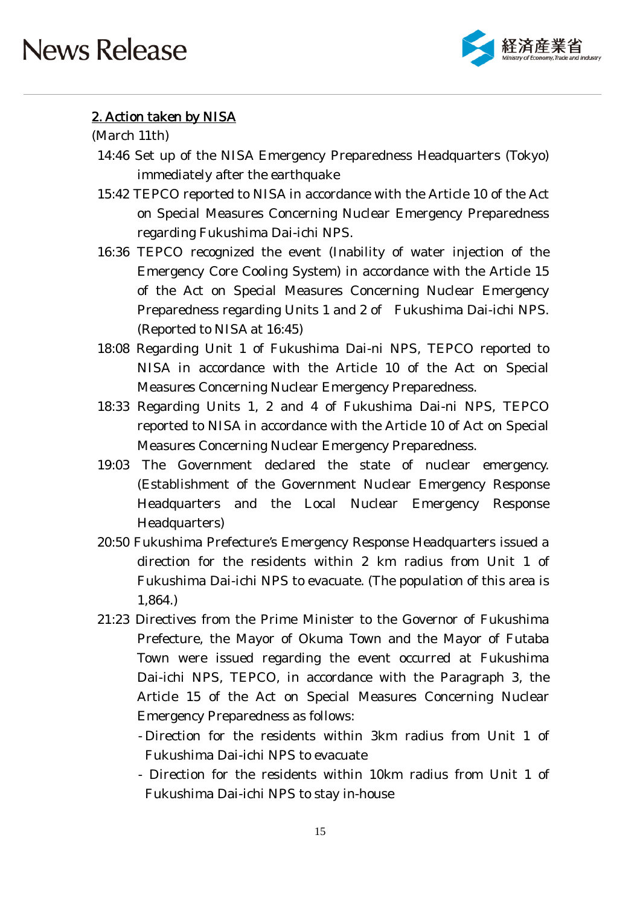## 2. Action taken by NISA

(March 11th)

14:46 Set up of the NISA Emergency Preparedness Headquarters (Tokyo) immediately after the earthquake

15:42 TEPCO reported to NISA in accordance with the Article 10 of the Act on Special Measures Concerning Nuclear Emergency Preparedness regarding Fukushima Dai-ichi NPS.

16:36 TEPCO recognized the event (Inability of water injection of the Emergency Core Cooling System) in accordance with the Article 15 of the Act on Special Measures Concerning Nuclear Emergency Preparedness regarding Units 1 and 2 of Fukushima Dai-ichi NPS. (Reported to NISA at 16:45)

18:08 Regarding Unit 1 of Fukushima Dai-ni NPS, TEPCO reported to NISA in accordance with the Article 10 of the Act on Special Measures Concerning Nuclear Emergency Preparedness.

18:33 Regarding Units 1, 2 and 4 of Fukushima Dai-ni NPS, TEPCO reported to NISA in accordance with the Article 10 of Act on Special Measures Concerning Nuclear Emergency Preparedness.

19:03 The Government declared the state of nuclear emergency. (Establishment of the Government Nuclear Emergency Response Headquarters and the Local Nuclear Emergency Response Headquarters)

20:50 Fukushima Prefecture's Emergency Response Headquarters issued a direction for the residents within 2 km radius from Unit 1 of Fukushima Dai-ichi NPS to evacuate. (The population of this area is 1,864.)

21:23 Directives from the Prime Minister to the Governor of Fukushima Prefecture, the Mayor of Okuma Town and the Mayor of Futaba Town were issued regarding the event occurred at Fukushima Dai-ichi NPS, TEPCO, in accordance with the Paragraph 3, the Article 15 of the Act on Special Measures Concerning Nuclear Emergency Preparedness as follows:

- Direction for the residents within 3km radius from Unit 1 of Fukushima Dai-ichi NPS to evacuate
- Direction for the residents within 10km radius from Unit 1 of Fukushima Dai-ichi NPS to stay in-house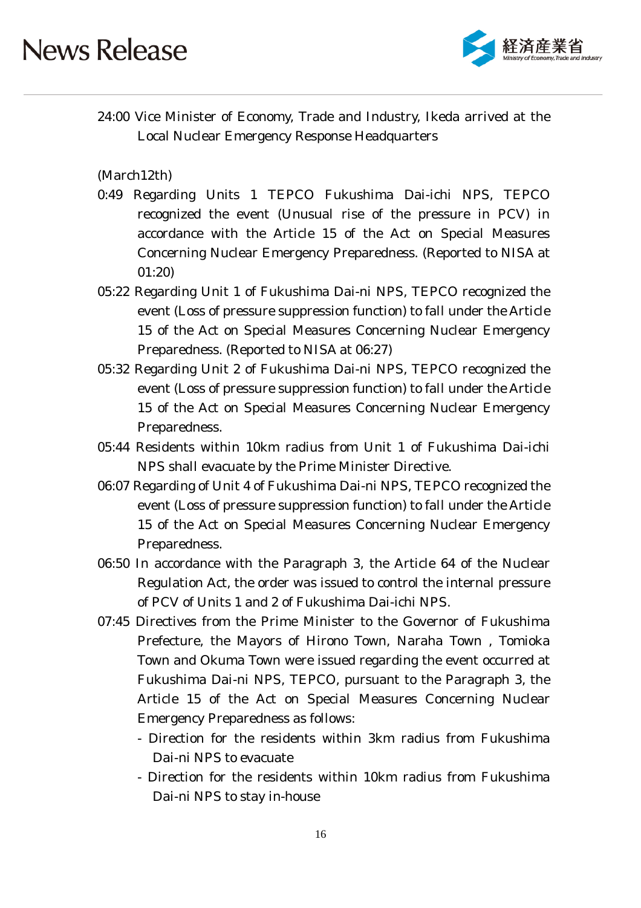24:00 Vice Minister of Economy, Trade and Industry, Ikeda arrived at the Local Nuclear Emergency Response Headquarters

(March12th)

0:49 Regarding Units 1 TEPCO Fukushima Dai-ichi NPS, TEPCO recognized the event (Unusual rise of the pressure in PCV) in accordance with the Article 15 of the Act on Special Measures Concerning Nuclear Emergency Preparedness. (Reported to NISA at 01:20)

05:22 Regarding Unit 1 of Fukushima Dai-ni NPS, TEPCO recognized the event (Loss of pressure suppression function) to fall under the Article 15 of the Act on Special Measures Concerning Nuclear Emergency Preparedness. (Reported to NISA at 06:27)

05:32 Regarding Unit 2 of Fukushima Dai-ni NPS, TEPCO recognized the event (Loss of pressure suppression function) to fall under the Article 15 of the Act on Special Measures Concerning Nuclear Emergency Preparedness.

05:44 Residents within 10km radius from Unit 1 of Fukushima Dai-ichi NPS shall evacuate by the Prime Minister Directive.

06:07 Regarding of Unit 4 of Fukushima Dai-ni NPS, TEPCO recognized the event (Loss of pressure suppression function) to fall under the Article 15 of the Act on Special Measures Concerning Nuclear Emergency Preparedness.

06:50 In accordance with the Paragraph 3, the Article 64 of the Nuclear Regulation Act, the order was issued to control the internal pressure of PCV of Units 1 and 2 of Fukushima Dai-ichi NPS.

07:45 Directives from the Prime Minister to the Governor of Fukushima Prefecture, the Mayors of Hirono Town, Naraha Town , Tomioka Town and Okuma Town were issued regarding the event occurred at Fukushima Dai-ni NPS, TEPCO, pursuant to the Paragraph 3, the Article 15 of the Act on Special Measures Concerning Nuclear Emergency Preparedness as follows:

- Direction for the residents within 3km radius from Fukushima Dai-ni NPS to evacuate
- Direction for the residents within 10km radius from Fukushima Dai-ni NPS to stay in-house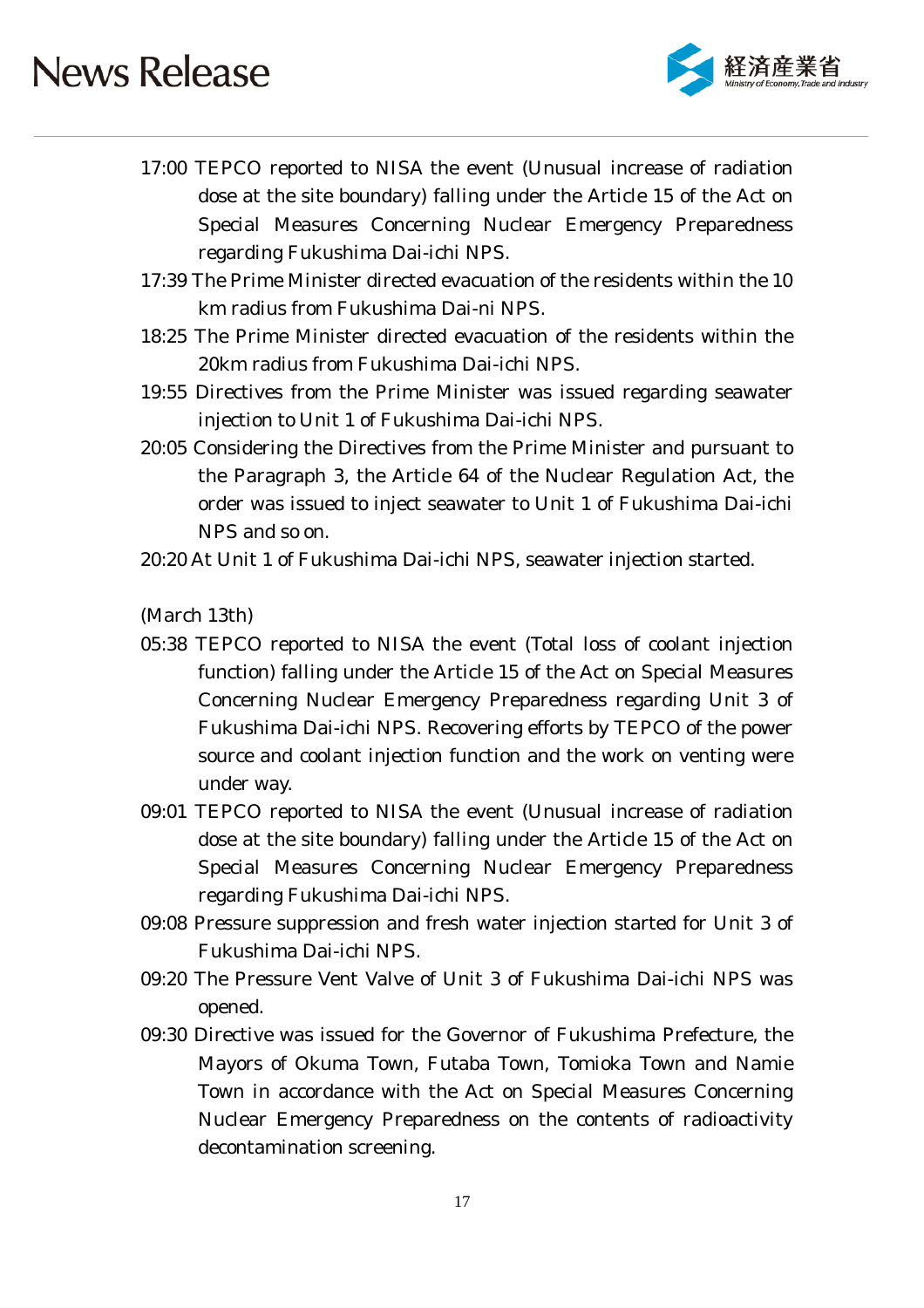17:00 TEPCO reported to NISA the event (Unusual increase of radiation dose at the site boundary) falling under the Article 15 of the Act on Special Measures Concerning Nuclear Emergency Preparedness regarding Fukushima Dai-ichi NPS.

17:39 The Prime Minister directed evacuation of the residents within the 10 km radius from Fukushima Dai-ni NPS.

18:25 The Prime Minister directed evacuation of the residents within the 20km radius from Fukushima Dai-ichi NPS.

19:55 Directives from the Prime Minister was issued regarding seawater injection to Unit 1 of Fukushima Dai-ichi NPS.

20:05 Considering the Directives from the Prime Minister and pursuant to the Paragraph 3, the Article 64 of the Nuclear Regulation Act, the order was issued to inject seawater to Unit 1 of Fukushima Dai-ichi NPS and so on.

20:20 At Unit 1 of Fukushima Dai-ichi NPS, seawater injection started.

(March 13th)

05:38 TEPCO reported to NISA the event (Total loss of coolant injection function) falling under the Article 15 of the Act on Special Measures Concerning Nuclear Emergency Preparedness regarding Unit 3 of Fukushima Dai-ichi NPS. Recovering efforts by TEPCO of the power source and coolant injection function and the work on venting were under way.

09:01 TEPCO reported to NISA the event (Unusual increase of radiation dose at the site boundary) falling under the Article 15 of the Act on Special Measures Concerning Nuclear Emergency Preparedness regarding Fukushima Dai-ichi NPS.

09:08 Pressure suppression and fresh water injection started for Unit 3 of Fukushima Dai-ichi NPS.

09:20 The Pressure Vent Valve of Unit 3 of Fukushima Dai-ichi NPS was opened.

09:30 Directive was issued for the Governor of Fukushima Prefecture, the Mayors of Okuma Town, Futaba Town, Tomioka Town and Namie Town in accordance with the Act on Special Measures Concerning Nuclear Emergency Preparedness on the contents of radioactivity decontamination screening.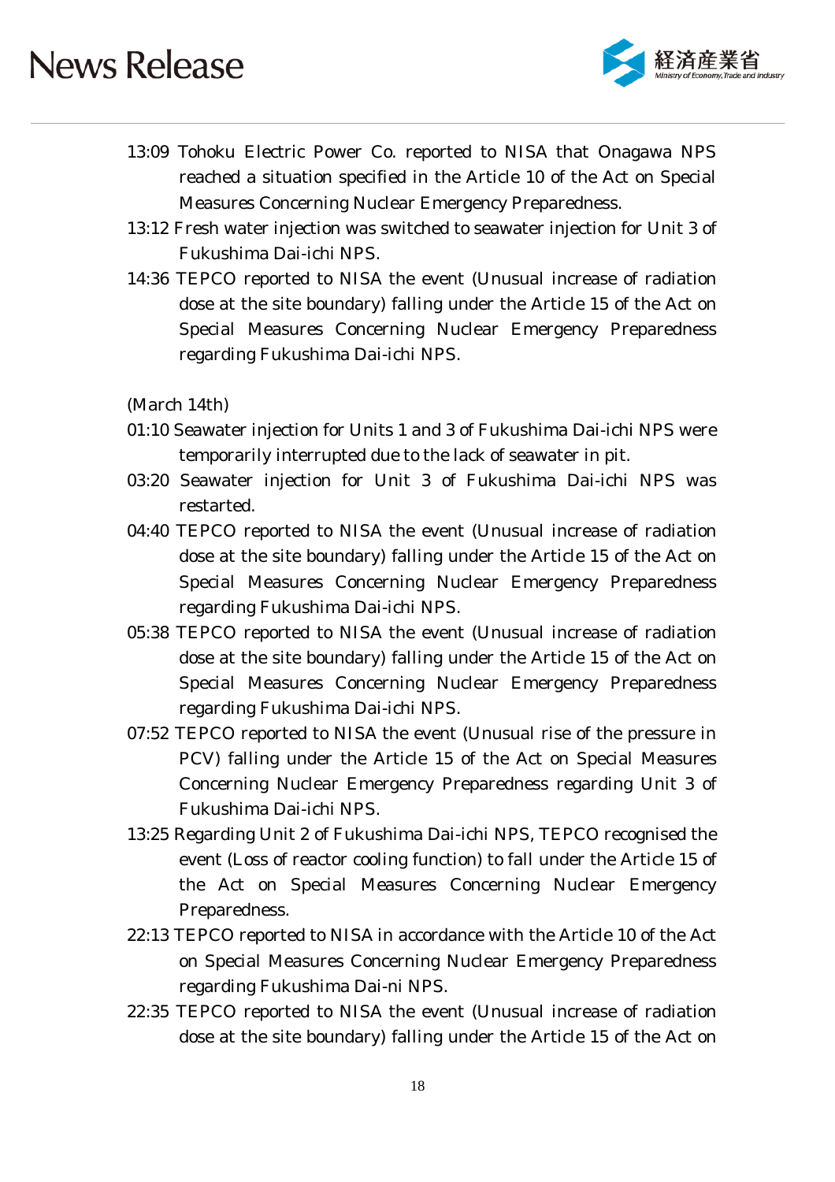13:09 Tohoku Electric Power Co. reported to NISA that Onagawa NPS reached a situation specified in the Article 10 of the Act on Special Measures Concerning Nuclear Emergency Preparedness.

13:12 Fresh water injection was switched to seawater injection for Unit 3 of Fukushima Dai-ichi NPS.

14:36 TEPCO reported to NISA the event (Unusual increase of radiation dose at the site boundary) falling under the Article 15 of the Act on Special Measures Concerning Nuclear Emergency Preparedness regarding Fukushima Dai-ichi NPS.

(March 14th)

01:10 Seawater injection for Units 1 and 3 of Fukushima Dai-ichi NPS were temporarily interrupted due to the lack of seawater in pit.

03:20 Seawater injection for Unit 3 of Fukushima Dai-ichi NPS was restarted.

04:40 TEPCO reported to NISA the event (Unusual increase of radiation dose at the site boundary) falling under the Article 15 of the Act on Special Measures Concerning Nuclear Emergency Preparedness regarding Fukushima Dai-ichi NPS.

05:38 TEPCO reported to NISA the event (Unusual increase of radiation dose at the site boundary) falling under the Article 15 of the Act on Special Measures Concerning Nuclear Emergency Preparedness regarding Fukushima Dai-ichi NPS.

07:52 TEPCO reported to NISA the event (Unusual rise of the pressure in PCV) falling under the Article 15 of the Act on Special Measures Concerning Nuclear Emergency Preparedness regarding Unit 3 of Fukushima Dai-ichi NPS.

13:25 Regarding Unit 2 of Fukushima Dai-ichi NPS, TEPCO recognised the event (Loss of reactor cooling function) to fall under the Article 15 of the Act on Special Measures Concerning Nuclear Emergency Preparedness.

22:13 TEPCO reported to NISA in accordance with the Article 10 of the Act on Special Measures Concerning Nuclear Emergency Preparedness regarding Fukushima Dai-ni NPS.

22:35 TEPCO reported to NISA the event (Unusual increase of radiation dose at the site boundary) falling under the Article 15 of the Act on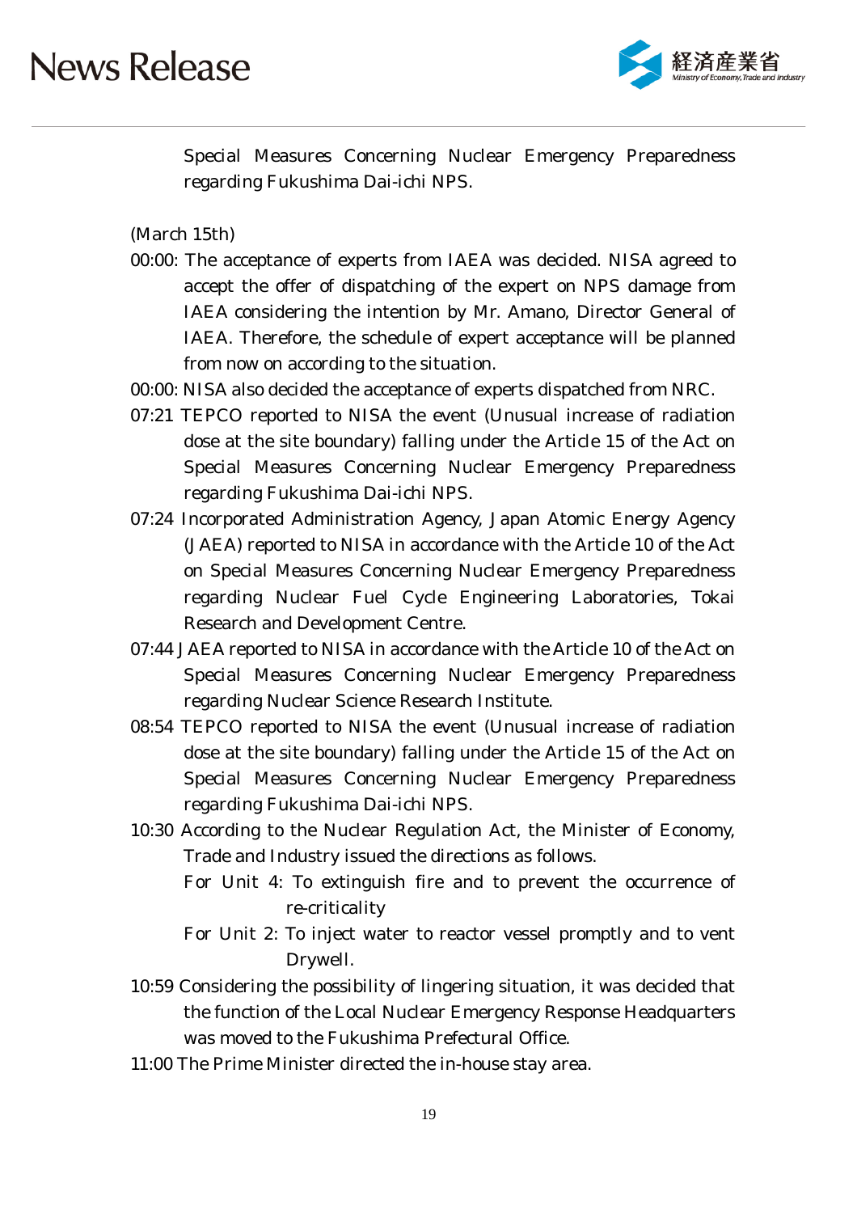Special Measures Concerning Nuclear Emergency Preparedness regarding Fukushima Dai-ichi NPS.

(March 15th)

00:00: The acceptance of experts from IAEA was decided. NISA agreed to accept the offer of dispatching of the expert on NPS damage from IAEA considering the intention by Mr. Amano, Director General of IAEA. Therefore, the schedule of expert acceptance will be planned from now on according to the situation.

00:00: NISA also decided the acceptance of experts dispatched from NRC.

07:21 TEPCO reported to NISA the event (Unusual increase of radiation dose at the site boundary) falling under the Article 15 of the Act on Special Measures Concerning Nuclear Emergency Preparedness regarding Fukushima Dai-ichi NPS.

07:24 Incorporated Administration Agency, Japan Atomic Energy Agency (JAEA) reported to NISA in accordance with the Article 10 of the Act on Special Measures Concerning Nuclear Emergency Preparedness regarding Nuclear Fuel Cycle Engineering Laboratories, Tokai Research and Development Centre.

07:44 JAEA reported to NISA in accordance with the Article 10 of the Act on Special Measures Concerning Nuclear Emergency Preparedness regarding Nuclear Science Research Institute.

08:54 TEPCO reported to NISA the event (Unusual increase of radiation dose at the site boundary) falling under the Article 15 of the Act on Special Measures Concerning Nuclear Emergency Preparedness regarding Fukushima Dai-ichi NPS.

10:30 According to the Nuclear Regulation Act, the Minister of Economy, Trade and Industry issued the directions as follows.

For Unit 4: To extinguish fire and to prevent the occurrence of re-criticality

For Unit 2: To inject water to reactor vessel promptly and to vent Drywell.

10:59 Considering the possibility of lingering situation, it was decided that the function of the Local Nuclear Emergency Response Headquarters was moved to the Fukushima Prefectural Office.

11:00 The Prime Minister directed the in-house stay area.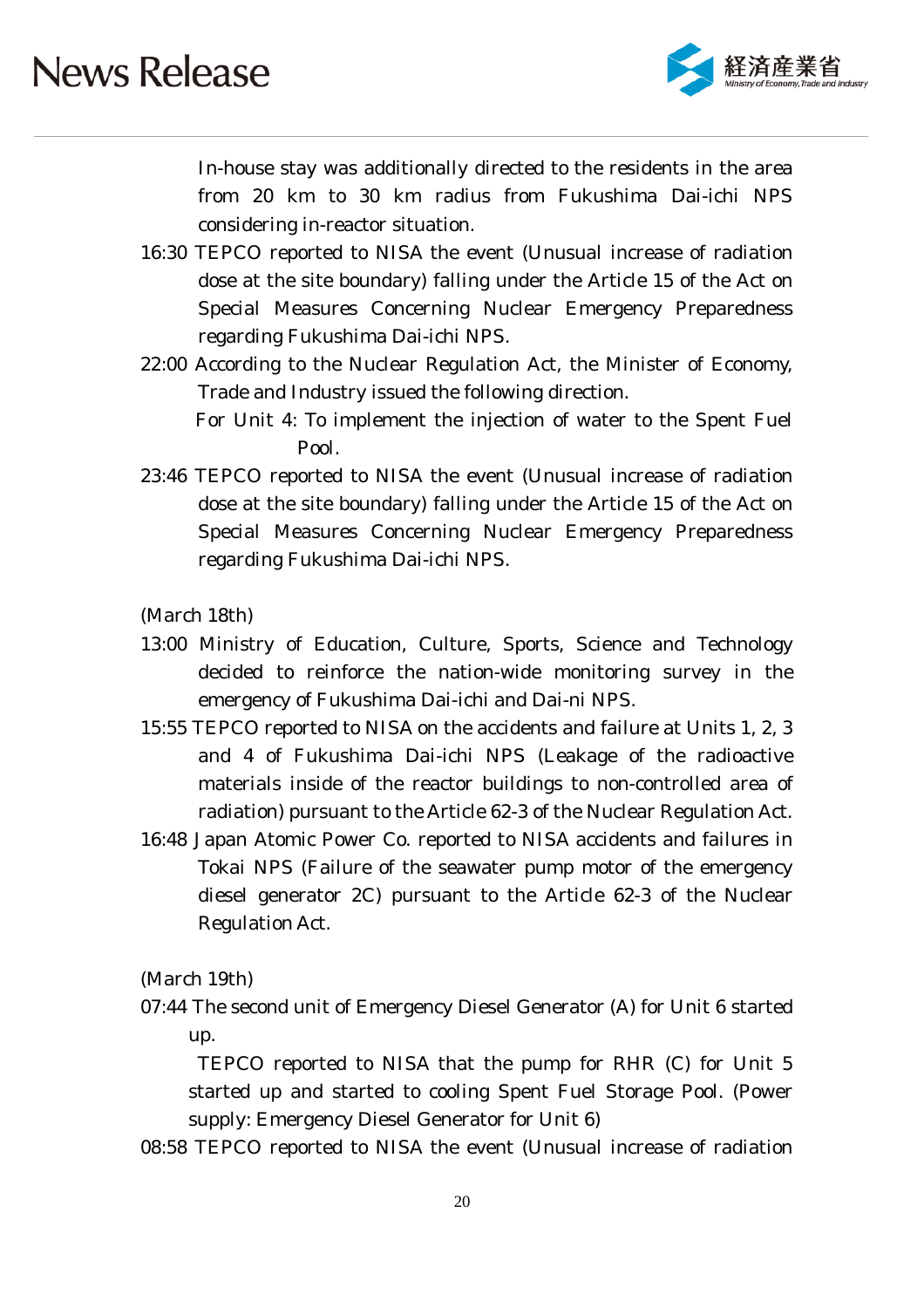In-house stay was additionally directed to the residents in the area from 20 km to 30 km radius from Fukushima Dai-ichi NPS considering in-reactor situation.

16:30 TEPCO reported to NISA the event (Unusual increase of radiation dose at the site boundary) falling under the Article 15 of the Act on Special Measures Concerning Nuclear Emergency Preparedness regarding Fukushima Dai-ichi NPS.

22:00 According to the Nuclear Regulation Act, the Minister of Economy, Trade and Industry issued the following direction.
For Unit 4: To implement the injection of water to the Spent Fuel Pool.

23:46 TEPCO reported to NISA the event (Unusual increase of radiation dose at the site boundary) falling under the Article 15 of the Act on Special Measures Concerning Nuclear Emergency Preparedness regarding Fukushima Dai-ichi NPS.

(March 18th)

13:00 Ministry of Education, Culture, Sports, Science and Technology decided to reinforce the nation-wide monitoring survey in the emergency of Fukushima Dai-ichi and Dai-ni NPS.

15:55 TEPCO reported to NISA on the accidents and failure at Units 1, 2, 3 and 4 of Fukushima Dai-ichi NPS (Leakage of the radioactive materials inside of the reactor buildings to non-controlled area of radiation) pursuant to the Article 62-3 of the Nuclear Regulation Act.

16:48 Japan Atomic Power Co. reported to NISA accidents and failures in Tokai NPS (Failure of the seawater pump motor of the emergency diesel generator 2C) pursuant to the Article 62-3 of the Nuclear Regulation Act.

(March 19th)

07:44 The second unit of Emergency Diesel Generator (A) for Unit 6 started up.
TEPCO reported to NISA that the pump for RHR (C) for Unit 5 started up and started to cooling Spent Fuel Storage Pool. (Power supply: Emergency Diesel Generator for Unit 6)

08:58 TEPCO reported to NISA the event (Unusual increase of radiation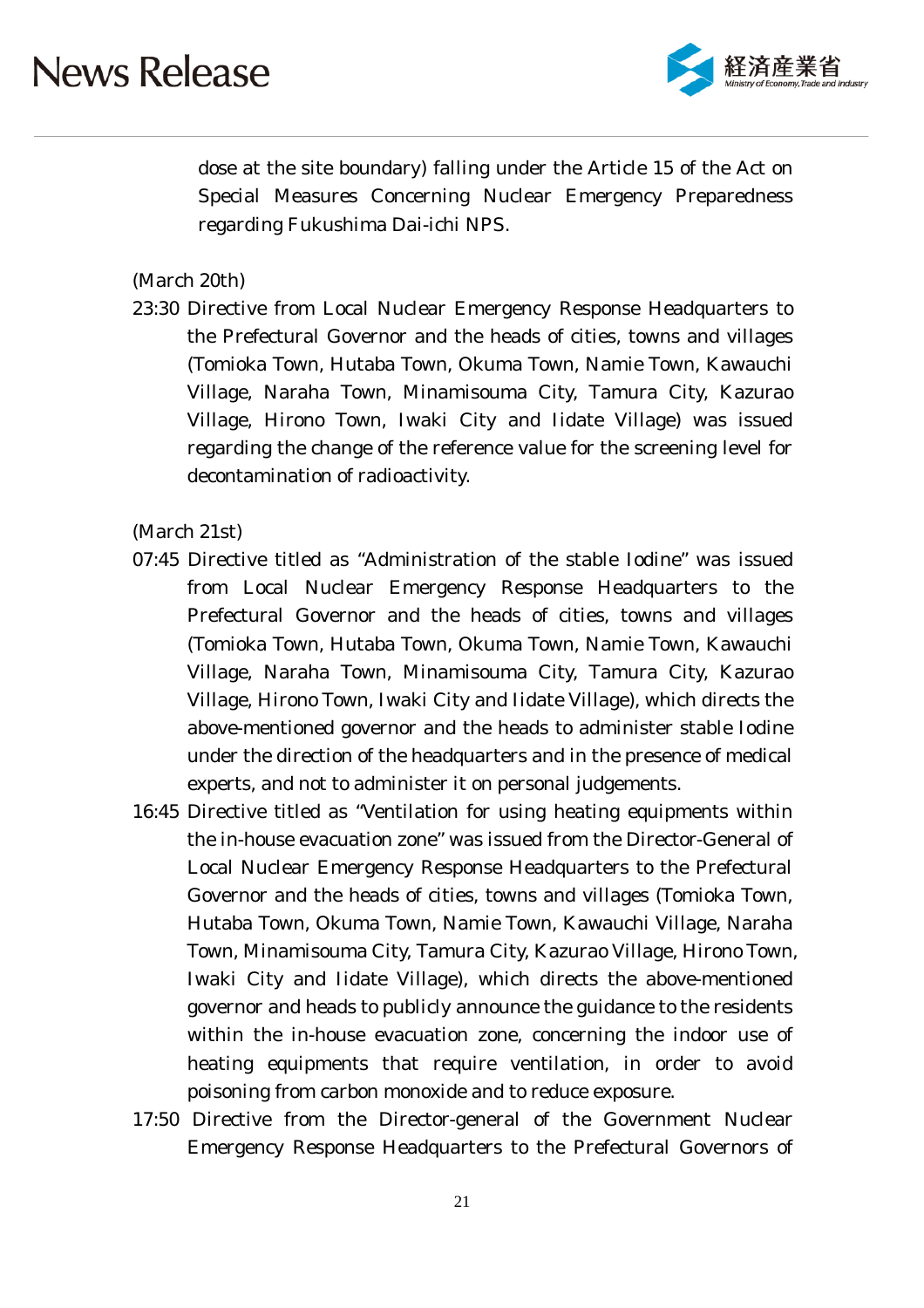dose at the site boundary) falling under the Article 15 of the Act on Special Measures Concerning Nuclear Emergency Preparedness regarding Fukushima Dai-ichi NPS.

(March 20th)

23:30 Directive from Local Nuclear Emergency Response Headquarters to the Prefectural Governor and the heads of cities, towns and villages (Tomioka Town, Hutaba Town, Okuma Town, Namie Town, Kawauchi Village, Naraha Town, Minamisouma City, Tamura City, Kazurao Village, Hirono Town, Iwaki City and Iidate Village) was issued regarding the change of the reference value for the screening level for decontamination of radioactivity.

(March 21st)

07:45 Directive titled as "Administration of the stable Iodine" was issued from Local Nuclear Emergency Response Headquarters to the Prefectural Governor and the heads of cities, towns and villages (Tomioka Town, Hutaba Town, Okuma Town, Namie Town, Kawauchi Village, Naraha Town, Minamisouma City, Tamura City, Kazurao Village, Hirono Town, Iwaki City and Iidate Village), which directs the above-mentioned governor and the heads to administer stable Iodine under the direction of the headquarters and in the presence of medical experts, and not to administer it on personal judgements.

16:45 Directive titled as "Ventilation for using heating equipments within the in-house evacuation zone" was issued from the Director-General of Local Nuclear Emergency Response Headquarters to the Prefectural Governor and the heads of cities, towns and villages (Tomioka Town, Hutaba Town, Okuma Town, Namie Town, Kawauchi Village, Naraha Town, Minamisouma City, Tamura City, Kazurao Village, Hirono Town, Iwaki City and Iidate Village), which directs the above-mentioned governor and heads to publicly announce the guidance to the residents within the in-house evacuation zone, concerning the indoor use of heating equipments that require ventilation, in order to avoid poisoning from carbon monoxide and to reduce exposure.

17:50 Directive from the Director-general of the Government Nuclear Emergency Response Headquarters to the Prefectural Governors of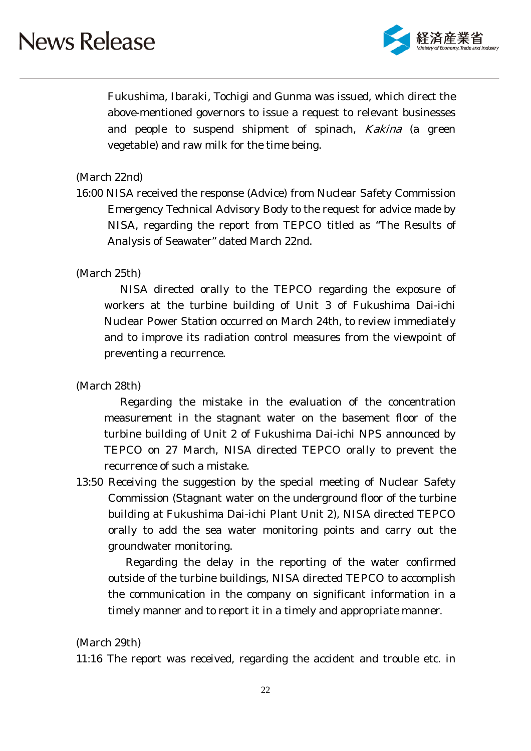Fukushima, Ibaraki, Tochigi and Gunma was issued, which direct the above-mentioned governors to issue a request to relevant businesses and people to suspend shipment of spinach, *Kakina* (a green vegetable) and raw milk for the time being.

(March 22nd)

16:00 NISA received the response (Advice) from Nuclear Safety Commission Emergency Technical Advisory Body to the request for advice made by NISA, regarding the report from TEPCO titled as "The Results of Analysis of Seawater" dated March 22nd.

(March 25th)

NISA directed orally to the TEPCO regarding the exposure of workers at the turbine building of Unit 3 of Fukushima Dai-ichi Nuclear Power Station occurred on March 24th, to review immediately and to improve its radiation control measures from the viewpoint of preventing a recurrence.

(March 28th)

Regarding the mistake in the evaluation of the concentration measurement in the stagnant water on the basement floor of the turbine building of Unit 2 of Fukushima Dai-ichi NPS announced by TEPCO on 27 March, NISA directed TEPCO orally to prevent the recurrence of such a mistake.

13:50 Receiving the suggestion by the special meeting of Nuclear Safety Commission (Stagnant water on the underground floor of the turbine building at Fukushima Dai-ichi Plant Unit 2), NISA directed TEPCO orally to add the sea water monitoring points and carry out the groundwater monitoring.

Regarding the delay in the reporting of the water confirmed outside of the turbine buildings, NISA directed TEPCO to accomplish the communication in the company on significant information in a timely manner and to report it in a timely and appropriate manner.

(March 29th)

11:16 The report was received, regarding the accident and trouble etc. in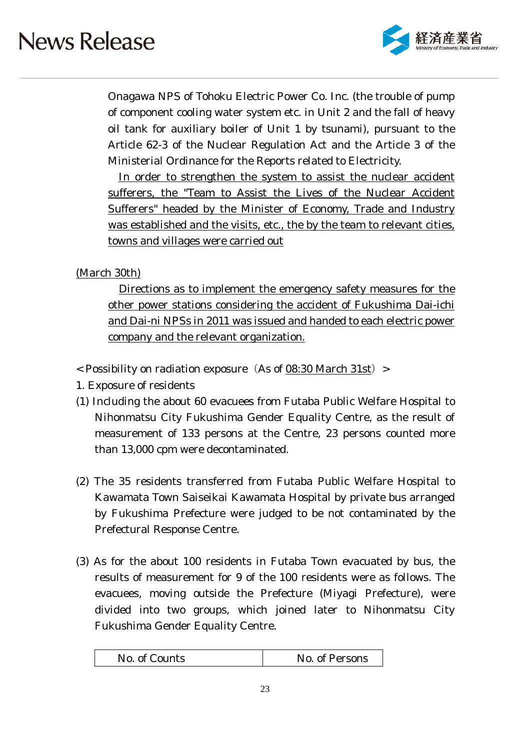Onagawa NPS of Tohoku Electric Power Co. Inc. (the trouble of pump of component cooling water system etc. in Unit 2 and the fall of heavy oil tank for auxiliary boiler of Unit 1 by tsunami), pursuant to the Article 62-3 of the Nuclear Regulation Act and the Article 3 of the Ministerial Ordinance for the Reports related to Electricity.

In order to strengthen the system to assist the nuclear accident sufferers, the "Team to Assist the Lives of the Nuclear Accident Sufferers" headed by the Minister of Economy, Trade and Industry was established and the visits, etc., the by the team to relevant cities, towns and villages were carried out

(March 30th)

Directions as to implement the emergency safety measures for the other power stations considering the accident of Fukushima Dai-ichi and Dai-ni NPSs in 2011 was issued and handed to each electric power company and the relevant organization.

< Possibility on radiation exposure（As of 08:30 March 31st）>

1. Exposure of residents

(1) Including the about 60 evacuees from Futaba Public Welfare Hospital to Nihonmatsu City Fukushima Gender Equality Centre, as the result of measurement of 133 persons at the Centre, 23 persons counted more than 13,000 cpm were decontaminated.

(2) The 35 residents transferred from Futaba Public Welfare Hospital to Kawamata Town Saiseikai Kawamata Hospital by private bus arranged by Fukushima Prefecture were judged to be not contaminated by the Prefectural Response Centre.

(3) As for the about 100 residents in Futaba Town evacuated by bus, the results of measurement for 9 of the 100 residents were as follows. The evacuees, moving outside the Prefecture (Miyagi Prefecture), were divided into two groups, which joined later to Nihonmatsu City Fukushima Gender Equality Centre.

| No. of Counts | No. of Persons |
|---|---|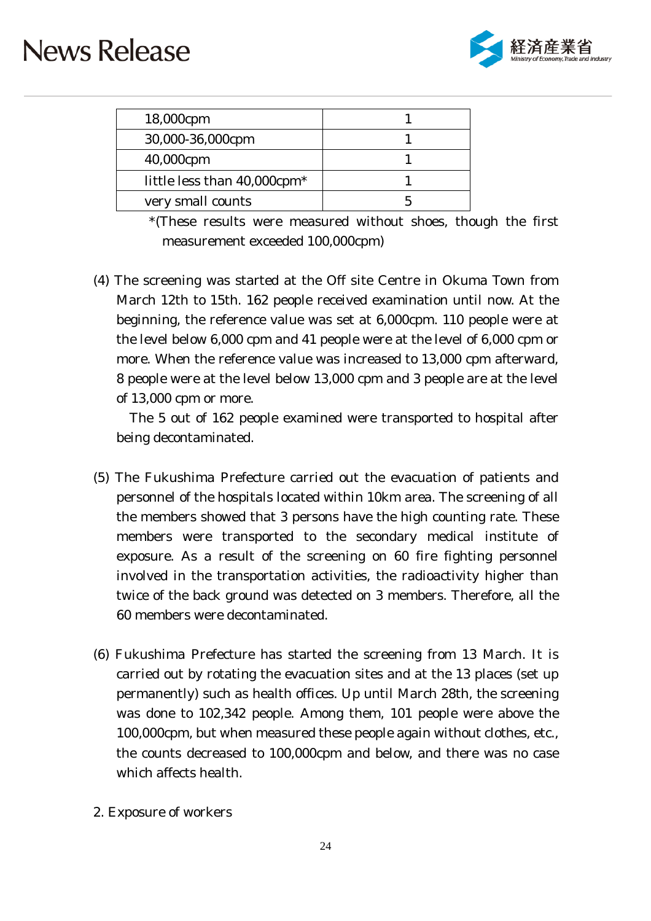| 18,000cpm | 1 |
|---|---|
| 30,000-36,000cpm | 1 |
| 40,000cpm | 1 |
| little less than 40,000cpm* | 1 |
| very small counts | 5 |

*(These results were measured without shoes, though the first measurement exceeded 100,000cpm)

(4) The screening was started at the Off site Centre in Okuma Town from March 12th to 15th. 162 people received examination until now. At the beginning, the reference value was set at 6,000cpm. 110 people were at the level below 6,000 cpm and 41 people were at the level of 6,000 cpm or more. When the reference value was increased to 13,000 cpm afterward, 8 people were at the level below 13,000 cpm and 3 people are at the level of 13,000 cpm or more.

The 5 out of 162 people examined were transported to hospital after being decontaminated.

(5) The Fukushima Prefecture carried out the evacuation of patients and personnel of the hospitals located within 10km area. The screening of all the members showed that 3 persons have the high counting rate. These members were transported to the secondary medical institute of exposure. As a result of the screening on 60 fire fighting personnel involved in the transportation activities, the radioactivity higher than twice of the back ground was detected on 3 members. Therefore, all the 60 members were decontaminated.

(6) Fukushima Prefecture has started the screening from 13 March. It is carried out by rotating the evacuation sites and at the 13 places (set up permanently) such as health offices. Up until March 28th, the screening was done to 102,342 people. Among them, 101 people were above the 100,000cpm, but when measured these people again without clothes, etc., the counts decreased to 100,000cpm and below, and there was no case which affects health.

2. Exposure of workers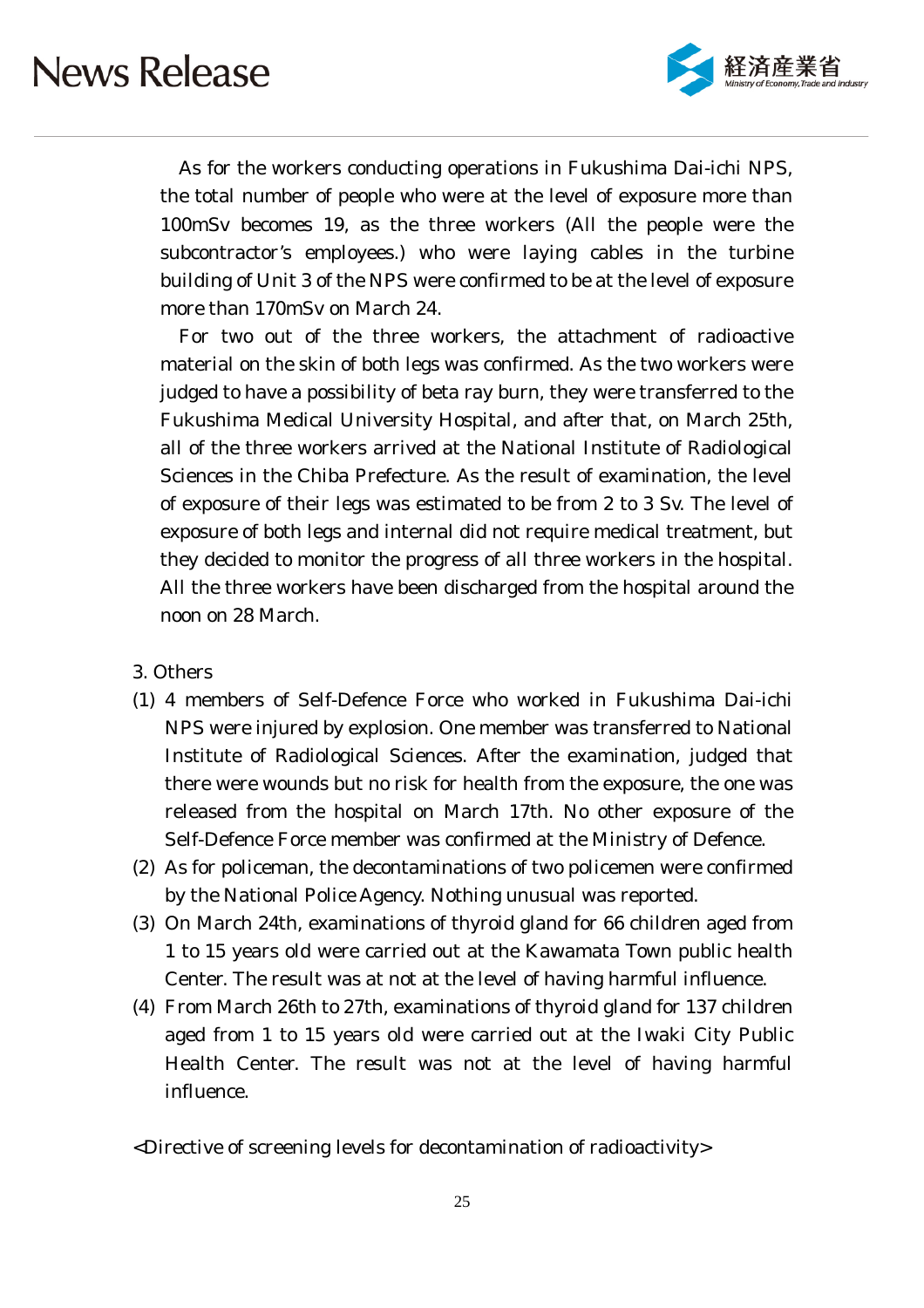As for the workers conducting operations in Fukushima Dai-ichi NPS, the total number of people who were at the level of exposure more than 100mSv becomes 19, as the three workers (All the people were the subcontractor's employees.) who were laying cables in the turbine building of Unit 3 of the NPS were confirmed to be at the level of exposure more than 170mSv on March 24.

For two out of the three workers, the attachment of radioactive material on the skin of both legs was confirmed. As the two workers were judged to have a possibility of beta ray burn, they were transferred to the Fukushima Medical University Hospital, and after that, on March 25th, all of the three workers arrived at the National Institute of Radiological Sciences in the Chiba Prefecture. As the result of examination, the level of exposure of their legs was estimated to be from 2 to 3 Sv. The level of exposure of both legs and internal did not require medical treatment, but they decided to monitor the progress of all three workers in the hospital. All the three workers have been discharged from the hospital around the noon on 28 March.

3. Others

(1) 4 members of Self-Defence Force who worked in Fukushima Dai-ichi NPS were injured by explosion. One member was transferred to National Institute of Radiological Sciences. After the examination, judged that there were wounds but no risk for health from the exposure, the one was released from the hospital on March 17th. No other exposure of the Self-Defence Force member was confirmed at the Ministry of Defence.

(2) As for policeman, the decontaminations of two policemen were confirmed by the National Police Agency. Nothing unusual was reported.

(3) On March 24th, examinations of thyroid gland for 66 children aged from 1 to 15 years old were carried out at the Kawamata Town public health Center. The result was at not at the level of having harmful influence.

(4) From March 26th to 27th, examinations of thyroid gland for 137 children aged from 1 to 15 years old were carried out at the Iwaki City Public Health Center. The result was not at the level of having harmful influence.

<Directive of screening levels for decontamination of radioactivity>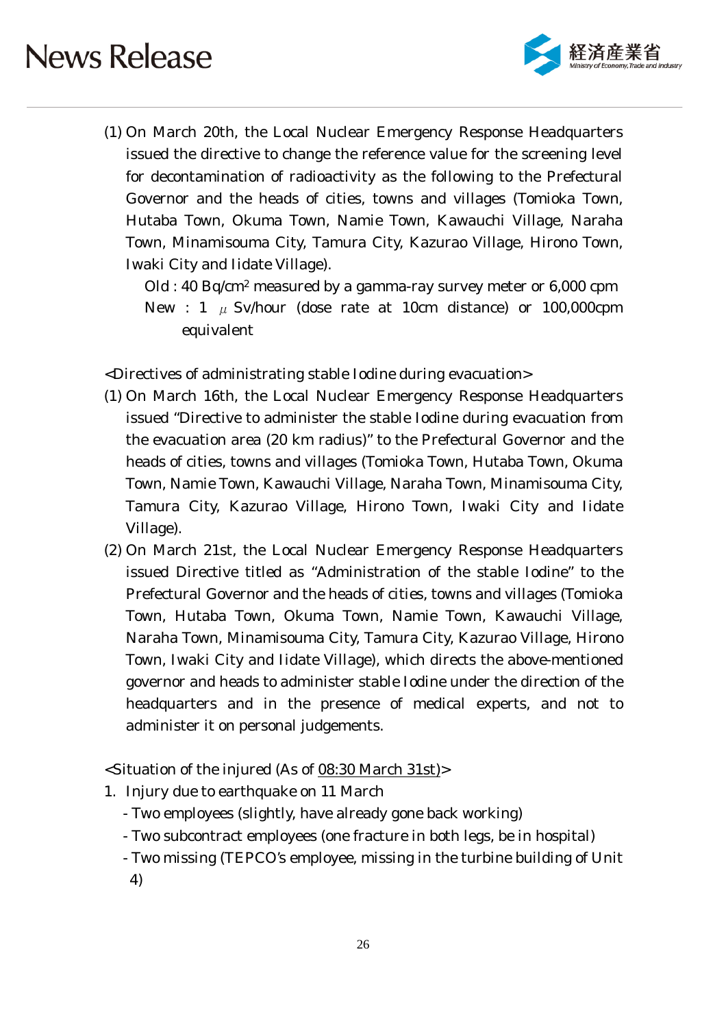(1) On March 20th, the Local Nuclear Emergency Response Headquarters issued the directive to change the reference value for the screening level for decontamination of radioactivity as the following to the Prefectural Governor and the heads of cities, towns and villages (Tomioka Town, Hutaba Town, Okuma Town, Namie Town, Kawauchi Village, Naraha Town, Minamisouma City, Tamura City, Kazurao Village, Hirono Town, Iwaki City and Iidate Village).

Old : 40 Bq/$cm^2$ measured by a gamma-ray survey meter or 6,000 cpm
New : 1 $\mu$ Sv/hour (dose rate at 10cm distance) or 100,000cpm equivalent

<Directives of administrating stable Iodine during evacuation>

(1) On March 16th, the Local Nuclear Emergency Response Headquarters issued "Directive to administer the stable Iodine during evacuation from the evacuation area (20 km radius)" to the Prefectural Governor and the heads of cities, towns and villages (Tomioka Town, Hutaba Town, Okuma Town, Namie Town, Kawauchi Village, Naraha Town, Minamisouma City, Tamura City, Kazurao Village, Hirono Town, Iwaki City and Iidate Village).

(2) On March 21st, the Local Nuclear Emergency Response Headquarters issued Directive titled as "Administration of the stable Iodine" to the Prefectural Governor and the heads of cities, towns and villages (Tomioka Town, Hutaba Town, Okuma Town, Namie Town, Kawauchi Village, Naraha Town, Minamisouma City, Tamura City, Kazurao Village, Hirono Town, Iwaki City and Iidate Village), which directs the above-mentioned governor and heads to administer stable Iodine under the direction of the headquarters and in the presence of medical experts, and not to administer it on personal judgements.

<Situation of the injured (As of 08:30 March 31st)>

1. Injury due to earthquake on 11 March
   - Two employees (slightly, have already gone back working)
   - Two subcontract employees (one fracture in both legs, be in hospital)
   - Two missing (TEPCO's employee, missing in the turbine building of Unit 4)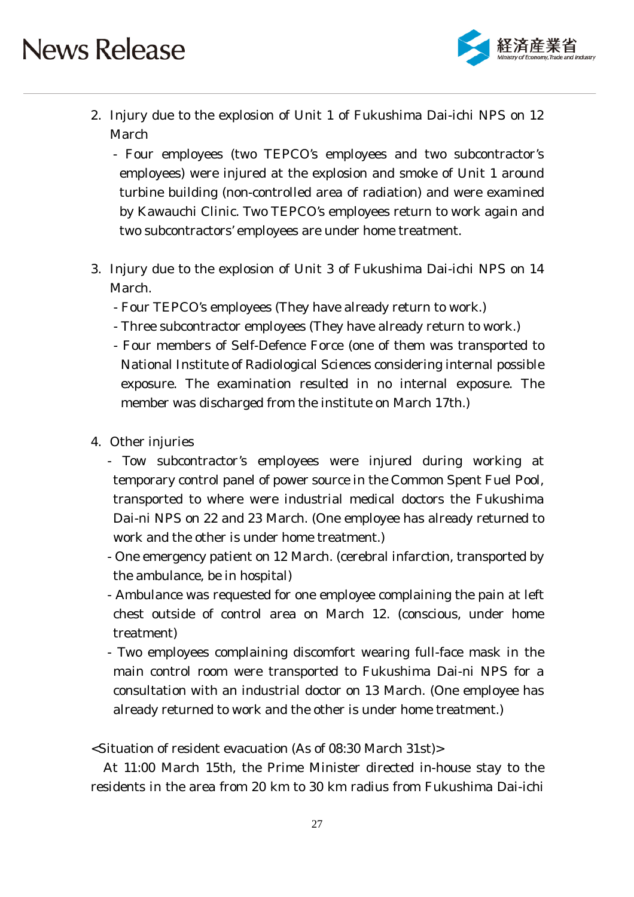2. Injury due to the explosion of Unit 1 of Fukushima Dai-ichi NPS on 12 March
   - Four employees (two TEPCO's employees and two subcontractor's employees) were injured at the explosion and smoke of Unit 1 around turbine building (non-controlled area of radiation) and were examined by Kawauchi Clinic. Two TEPCO's employees return to work again and two subcontractors' employees are under home treatment.

3. Injury due to the explosion of Unit 3 of Fukushima Dai-ichi NPS on 14 March.
   - Four TEPCO's employees (They have already return to work.)
   - Three subcontractor employees (They have already return to work.)
   - Four members of Self-Defence Force (one of them was transported to National Institute of Radiological Sciences considering internal possible exposure. The examination resulted in no internal exposure. The member was discharged from the institute on March 17th.)

4. Other injuries
   - Tow subcontractor's employees were injured during working at temporary control panel of power source in the Common Spent Fuel Pool, transported to where were industrial medical doctors the Fukushima Dai-ni NPS on 22 and 23 March. (One employee has already returned to work and the other is under home treatment.)
   - One emergency patient on 12 March. (cerebral infarction, transported by the ambulance, be in hospital)
   - Ambulance was requested for one employee complaining the pain at left chest outside of control area on March 12. (conscious, under home treatment)
   - Two employees complaining discomfort wearing full-face mask in the main control room were transported to Fukushima Dai-ni NPS for a consultation with an industrial doctor on 13 March. (One employee has already returned to work and the other is under home treatment.)

<Situation of resident evacuation (As of 08:30 March 31st)>

At 11:00 March 15th, the Prime Minister directed in-house stay to the residents in the area from 20 km to 30 km radius from Fukushima Dai-ichi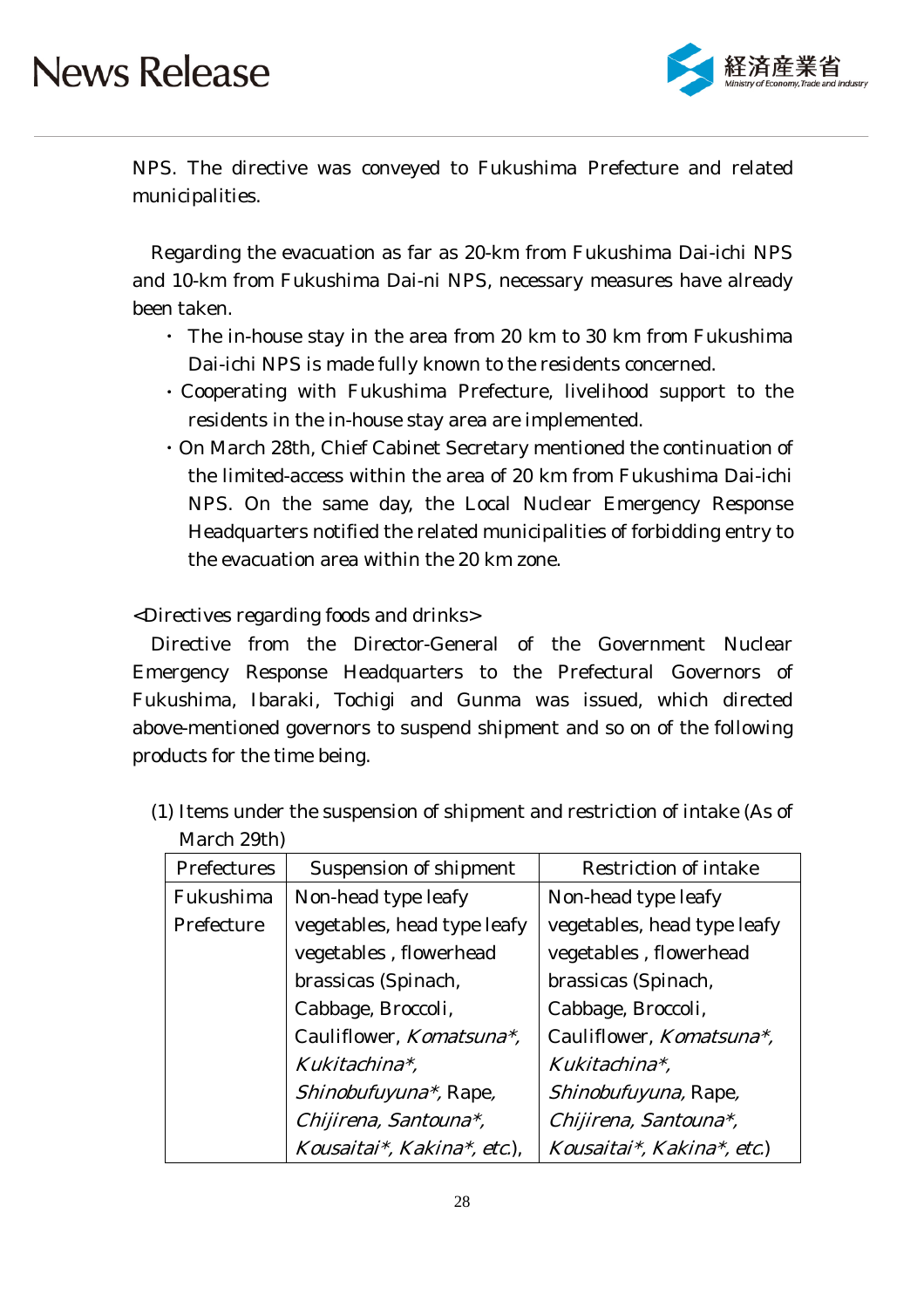NPS. The directive was conveyed to Fukushima Prefecture and related municipalities.

Regarding the evacuation as far as 20-km from Fukushima Dai-ichi NPS and 10-km from Fukushima Dai-ni NPS, necessary measures have already been taken.

- The in-house stay in the area from 20 km to 30 km from Fukushima Dai-ichi NPS is made fully known to the residents concerned.
- Cooperating with Fukushima Prefecture, livelihood support to the residents in the in-house stay area are implemented.
- On March 28th, Chief Cabinet Secretary mentioned the continuation of the limited-access within the area of 20 km from Fukushima Dai-ichi NPS. On the same day, the Local Nuclear Emergency Response Headquarters notified the related municipalities of forbidding entry to the evacuation area within the 20 km zone.

<Directives regarding foods and drinks>

Directive from the Director-General of the Government Nuclear Emergency Response Headquarters to the Prefectural Governors of Fukushima, Ibaraki, Tochigi and Gunma was issued, which directed above-mentioned governors to suspend shipment and so on of the following products for the time being.

(1) Items under the suspension of shipment and restriction of intake (As of March 29th)

| Prefectures | Suspension of shipment | Restriction of intake |
|---|---|---|
| Fukushima Prefecture | Non-head type leafy vegetables, head type leafy vegetables , flowerhead brassicas (Spinach, Cabbage, Broccoli, Cauliflower, *Komatsuna\*, Kukitachina\*, Shinobufuyuna\**, Rape, *Chijirena, Santouna\*, Kousaitai\*, Kakina\*, etc*.), | Non-head type leafy vegetables, head type leafy vegetables , flowerhead brassicas (Spinach, Cabbage, Broccoli, Cauliflower, *Komatsuna\*, Kukitachina\*, Shinobufuyuna*, Rape, *Chijirena, Santouna\*, Kousaitai\*, Kakina\*, etc*.) |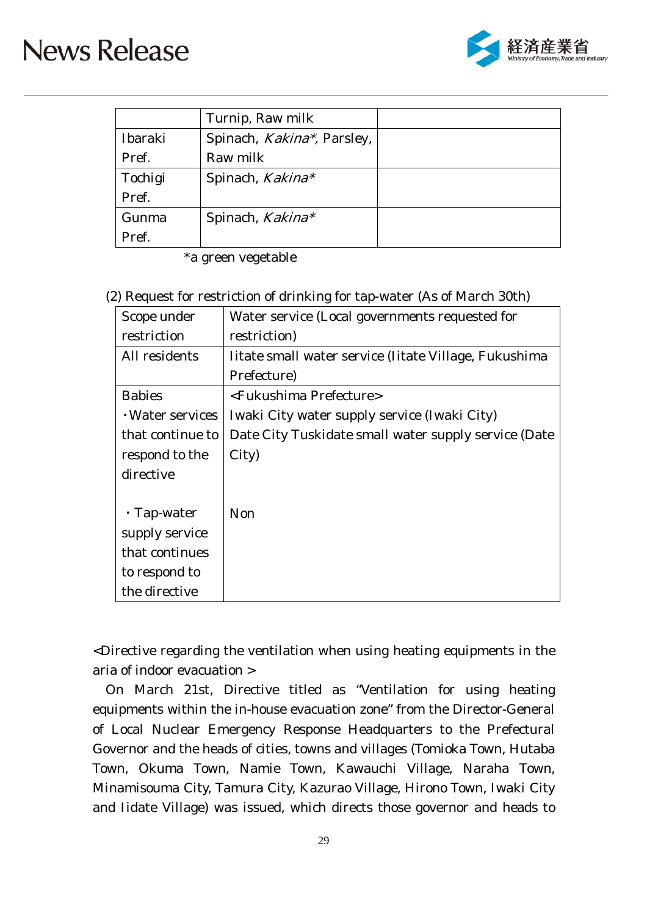| | | |
|---|---|---|
| | Turnip, Raw milk | |
| Ibaraki Pref. | Spinach, *Kakina\**, Parsley, Raw milk | |
| Tochigi Pref. | Spinach, *Kakina\** | |
| Gunma Pref. | Spinach, *Kakina\** | |

*a green vegetable

(2) Request for restriction of drinking for tap-water (As of March 30th)

| Scope under restriction | Water service (Local governments requested for restriction) |
|---|---|
| All residents | Iitate small water service (Iitate Village, Fukushima Prefecture) |
| Babies<br>・Water services that continue to respond to the directive<br><br>・Tap-water supply service that continues to respond to the directive | <Fukushima Prefecture><br>Iwaki City water supply service (Iwaki City)<br>Date City Tuskidate small water supply service (Date City)<br><br>Non |

<Directive regarding the ventilation when using heating equipments in the aria of indoor evacuation >

On March 21st, Directive titled as "Ventilation for using heating equipments within the in-house evacuation zone" from the Director-General of Local Nuclear Emergency Response Headquarters to the Prefectural Governor and the heads of cities, towns and villages (Tomioka Town, Hutaba Town, Okuma Town, Namie Town, Kawauchi Village, Naraha Town, Minamisouma City, Tamura City, Kazurao Village, Hirono Town, Iwaki City and Iidate Village) was issued, which directs those governor and heads to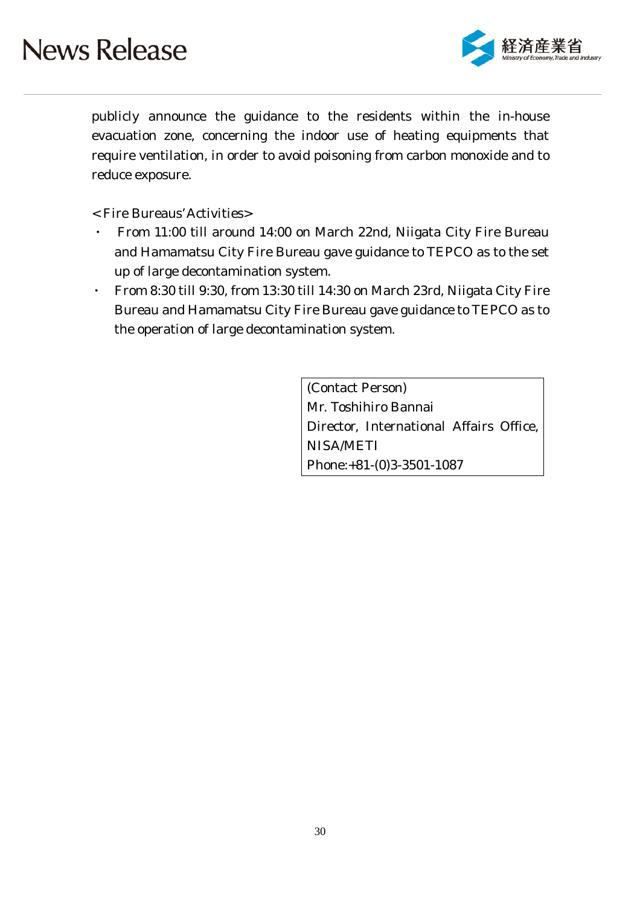publicly announce the guidance to the residents within the in-house evacuation zone, concerning the indoor use of heating equipments that require ventilation, in order to avoid poisoning from carbon monoxide and to reduce exposure.

< Fire Bureaus' Activities>

- From 11:00 till around 14:00 on March 22nd, Niigata City Fire Bureau and Hamamatsu City Fire Bureau gave guidance to TEPCO as to the set up of large decontamination system.
- From 8:30 till 9:30, from 13:30 till 14:30 on March 23rd, Niigata City Fire Bureau and Hamamatsu City Fire Bureau gave guidance to TEPCO as to the operation of large decontamination system.

(Contact Person)
Mr. Toshihiro Bannai
Director, International Affairs Office, NISA/METI
Phone:+81-(0)3-3501-1087